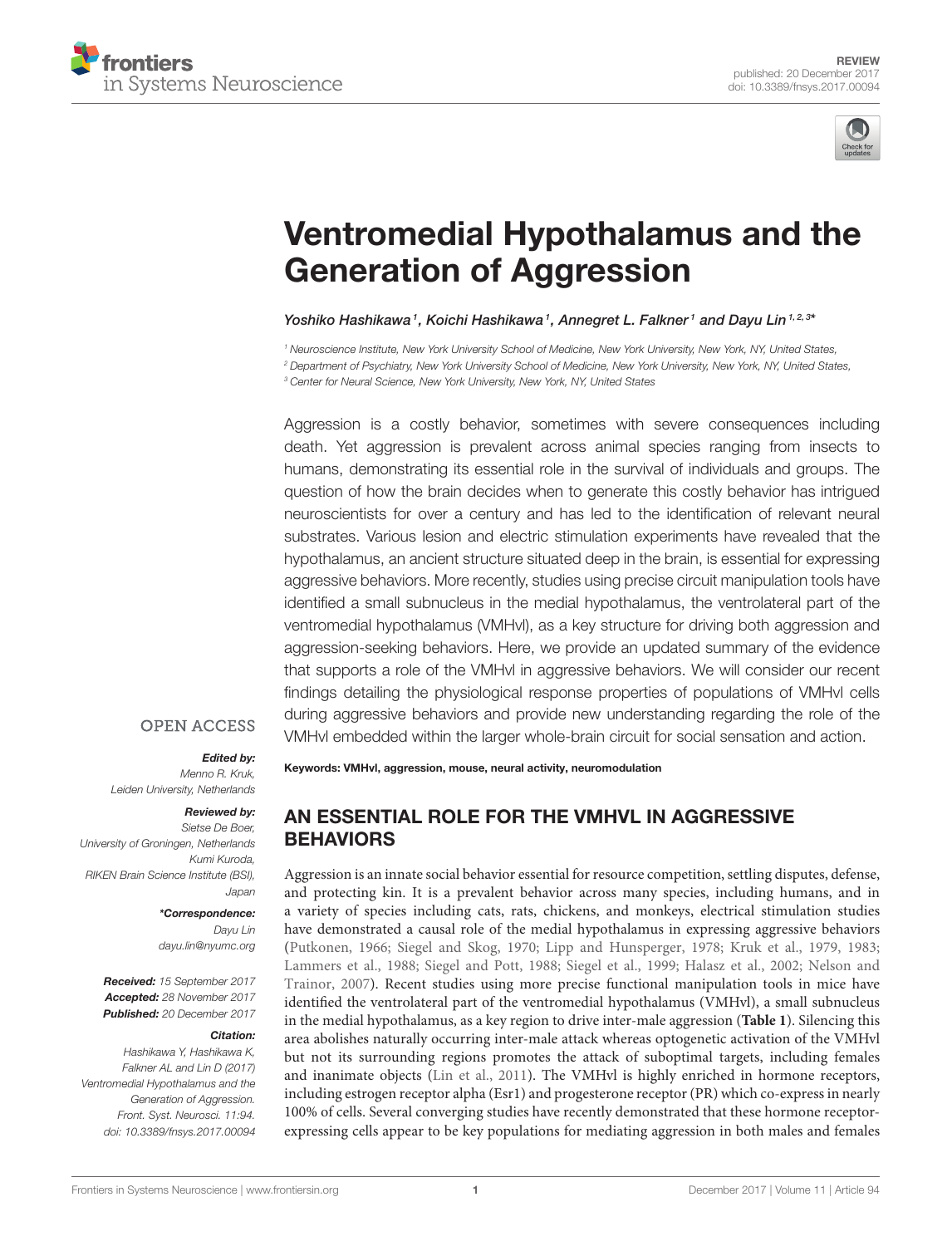REVIEW
published: 20 December 2017
doi: 10.3389/fnsys.2017.00094

# Ventromedial Hypothalamus and the Generation of Aggression

*Yoshiko Hashikawa*[1], *Koichi Hashikawa*[1], *Annegret L. Falkner*[1] and *Dayu Lin*[1,2,3]*

[1] Neuroscience Institute, New York University School of Medicine, New York University, New York, NY, United States,
[2] Department of Psychiatry, New York University School of Medicine, New York University, New York, NY, United States,
[3] Center for Neural Science, New York University, New York, NY, United States

Aggression is a costly behavior, sometimes with severe consequences including death. Yet aggression is prevalent across animal species ranging from insects to humans, demonstrating its essential role in the survival of individuals and groups. The question of how the brain decides when to generate this costly behavior has intrigued neuroscientists for over a century and has led to the identification of relevant neural substrates. Various lesion and electric stimulation experiments have revealed that the hypothalamus, an ancient structure situated deep in the brain, is essential for expressing aggressive behaviors. More recently, studies using precise circuit manipulation tools have identified a small subnucleus in the medial hypothalamus, the ventrolateral part of the ventromedial hypothalamus (VMHvl), as a key structure for driving both aggression and aggression-seeking behaviors. Here, we provide an updated summary of the evidence that supports a role of the VMHvl in aggressive behaviors. We will consider our recent findings detailing the physiological response properties of populations of VMHvl cells during aggressive behaviors and provide new understanding regarding the role of the VMHvl embedded within the larger whole-brain circuit for social sensation and action.

**Keywords: VMHvl, aggression, mouse, neural activity, neuromodulation**

OPEN ACCESS

***Edited by:***
*Menno R. Kruk,*
*Leiden University, Netherlands*

***Reviewed by:***
*Sietse De Boer,*
*University of Groningen, Netherlands*
*Kumi Kuroda,*
*RIKEN Brain Science Institute (BSI), Japan*

***\*Correspondence:***
*Dayu Lin*
*dayu.lin@nyumc.org*

***Received:*** *15 September 2017*
***Accepted:*** *28 November 2017*
***Published:*** *20 December 2017*

***Citation:***
*Hashikawa Y, Hashikawa K, Falkner AL and Lin D (2017) Ventromedial Hypothalamus and the Generation of Aggression. Front. Syst. Neurosci. 11:94. doi: 10.3389/fnsys.2017.00094*

## AN ESSENTIAL ROLE FOR THE VMHVL IN AGGRESSIVE BEHAVIORS

Aggression is an innate social behavior essential for resource competition, settling disputes, defense, and protecting kin. It is a prevalent behavior across many species, including humans, and in a variety of species including cats, rats, chickens, and monkeys, electrical stimulation studies have demonstrated a causal role of the medial hypothalamus in expressing aggressive behaviors (Putkonen, 1966; Siegel and Skog, 1970; Lipp and Hunsperger, 1978; Kruk et al., 1979, 1983; Lammers et al., 1988; Siegel and Pott, 1988; Siegel et al., 1999; Halasz et al., 2002; Nelson and Trainor, 2007). Recent studies using more precise functional manipulation tools in mice have identified the ventrolateral part of the ventromedial hypothalamus (VMHvl), a small subnucleus in the medial hypothalamus, as a key region to drive inter-male aggression (**Table 1**). Silencing this area abolishes naturally occurring inter-male attack whereas optogenetic activation of the VMHvl but not its surrounding regions promotes the attack of suboptimal targets, including females and inanimate objects (Lin et al., 2011). The VMHvl is highly enriched in hormone receptors, including estrogen receptor alpha (Esr1) and progesterone receptor (PR) which co-express in nearly 100% of cells. Several converging studies have recently demonstrated that these hormone receptor-expressing cells appear to be key populations for mediating aggression in both males and females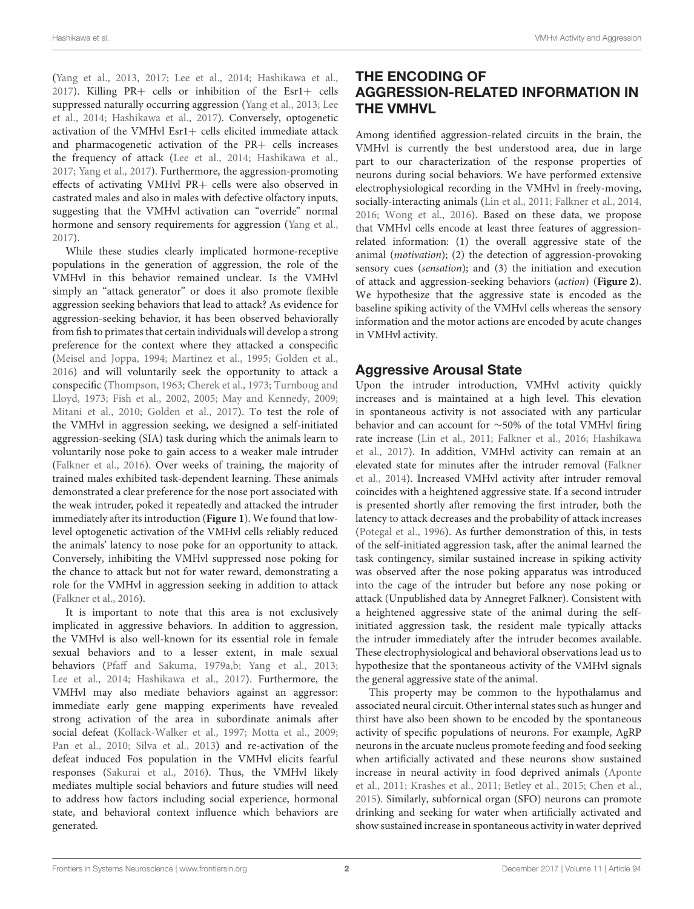(Yang et al., 2013, 2017; Lee et al., 2014; Hashikawa et al., 2017). Killing PR+ cells or inhibition of the Esr1+ cells suppressed naturally occurring aggression (Yang et al., 2013; Lee et al., 2014; Hashikawa et al., 2017). Conversely, optogenetic activation of the VMHvl Esr1+ cells elicited immediate attack and pharmacogenetic activation of the PR+ cells increases the frequency of attack (Lee et al., 2014; Hashikawa et al., 2017; Yang et al., 2017). Furthermore, the aggression-promoting effects of activating VMHvl PR+ cells were also observed in castrated males and also in males with defective olfactory inputs, suggesting that the VMHvl activation can "override" normal hormone and sensory requirements for aggression (Yang et al., 2017).

While these studies clearly implicated hormone-receptive populations in the generation of aggression, the role of the VMHvl in this behavior remained unclear. Is the VMHvl simply an "attack generator" or does it also promote flexible aggression seeking behaviors that lead to attack? As evidence for aggression-seeking behavior, it has been observed behaviorally from fish to primates that certain individuals will develop a strong preference for the context where they attacked a conspecific (Meisel and Joppa, 1994; Martinez et al., 1995; Golden et al., 2016) and will voluntarily seek the opportunity to attack a conspecific (Thompson, 1963; Cherek et al., 1973; Turnboug and Lloyd, 1973; Fish et al., 2002, 2005; May and Kennedy, 2009; Mitani et al., 2010; Golden et al., 2017). To test the role of the VMHvl in aggression seeking, we designed a self-initiated aggression-seeking (SIA) task during which the animals learn to voluntarily nose poke to gain access to a weaker male intruder (Falkner et al., 2016). Over weeks of training, the majority of trained males exhibited task-dependent learning. These animals demonstrated a clear preference for the nose port associated with the weak intruder, poked it repeatedly and attacked the intruder immediately after its introduction (**Figure 1**). We found that low-level optogenetic activation of the VMHvl cells reliably reduced the animals' latency to nose poke for an opportunity to attack. Conversely, inhibiting the VMHvl suppressed nose poking for the chance to attack but not for water reward, demonstrating a role for the VMHvl in aggression seeking in addition to attack (Falkner et al., 2016).

It is important to note that this area is not exclusively implicated in aggressive behaviors. In addition to aggression, the VMHvl is also well-known for its essential role in female sexual behaviors and to a lesser extent, in male sexual behaviors (Pfaff and Sakuma, 1979a,b; Yang et al., 2013; Lee et al., 2014; Hashikawa et al., 2017). Furthermore, the VMHvl may also mediate behaviors against an aggressor: immediate early gene mapping experiments have revealed strong activation of the area in subordinate animals after social defeat (Kollack-Walker et al., 1997; Motta et al., 2009; Pan et al., 2010; Silva et al., 2013) and re-activation of the defeat induced Fos population in the VMHvl elicits fearful responses (Sakurai et al., 2016). Thus, the VMHvl likely mediates multiple social behaviors and future studies will need to address how factors including social experience, hormonal state, and behavioral context influence which behaviors are generated.

## THE ENCODING OF AGGRESSION-RELATED INFORMATION IN THE VMHVL

Among identified aggression-related circuits in the brain, the VMHvl is currently the best understood area, due in large part to our characterization of the response properties of neurons during social behaviors. We have performed extensive electrophysiological recording in the VMHvl in freely-moving, socially-interacting animals (Lin et al., 2011; Falkner et al., 2014, 2016; Wong et al., 2016). Based on these data, we propose that VMHvl cells encode at least three features of aggression-related information: (1) the overall aggressive state of the animal (*motivation*); (2) the detection of aggression-provoking sensory cues (*sensation*); and (3) the initiation and execution of attack and aggression-seeking behaviors (*action*) (**Figure 2**). We hypothesize that the aggressive state is encoded as the baseline spiking activity of the VMHvl cells whereas the sensory information and the motor actions are encoded by acute changes in VMHvl activity.

### Aggressive Arousal State

Upon the intruder introduction, VMHvl activity quickly increases and is maintained at a high level. This elevation in spontaneous activity is not associated with any particular behavior and can account for ∼50% of the total VMHvl firing rate increase (Lin et al., 2011; Falkner et al., 2016; Hashikawa et al., 2017). In addition, VMHvl activity can remain at an elevated state for minutes after the intruder removal (Falkner et al., 2014). Increased VMHvl activity after intruder removal coincides with a heightened aggressive state. If a second intruder is presented shortly after removing the first intruder, both the latency to attack decreases and the probability of attack increases (Potegal et al., 1996). As further demonstration of this, in tests of the self-initiated aggression task, after the animal learned the task contingency, similar sustained increase in spiking activity was observed after the nose poking apparatus was introduced into the cage of the intruder but before any nose poking or attack (Unpublished data by Annegret Falkner). Consistent with a heightened aggressive state of the animal during the self-initiated aggression task, the resident male typically attacks the intruder immediately after the intruder becomes available. These electrophysiological and behavioral observations lead us to hypothesize that the spontaneous activity of the VMHvl signals the general aggressive state of the animal.

This property may be common to the hypothalamus and associated neural circuit. Other internal states such as hunger and thirst have also been shown to be encoded by the spontaneous activity of specific populations of neurons. For example, AgRP neurons in the arcuate nucleus promote feeding and food seeking when artificially activated and these neurons show sustained increase in neural activity in food deprived animals (Aponte et al., 2011; Krashes et al., 2011; Betley et al., 2015; Chen et al., 2015). Similarly, subfornical organ (SFO) neurons can promote drinking and seeking for water when artificially activated and show sustained increase in spontaneous activity in water deprived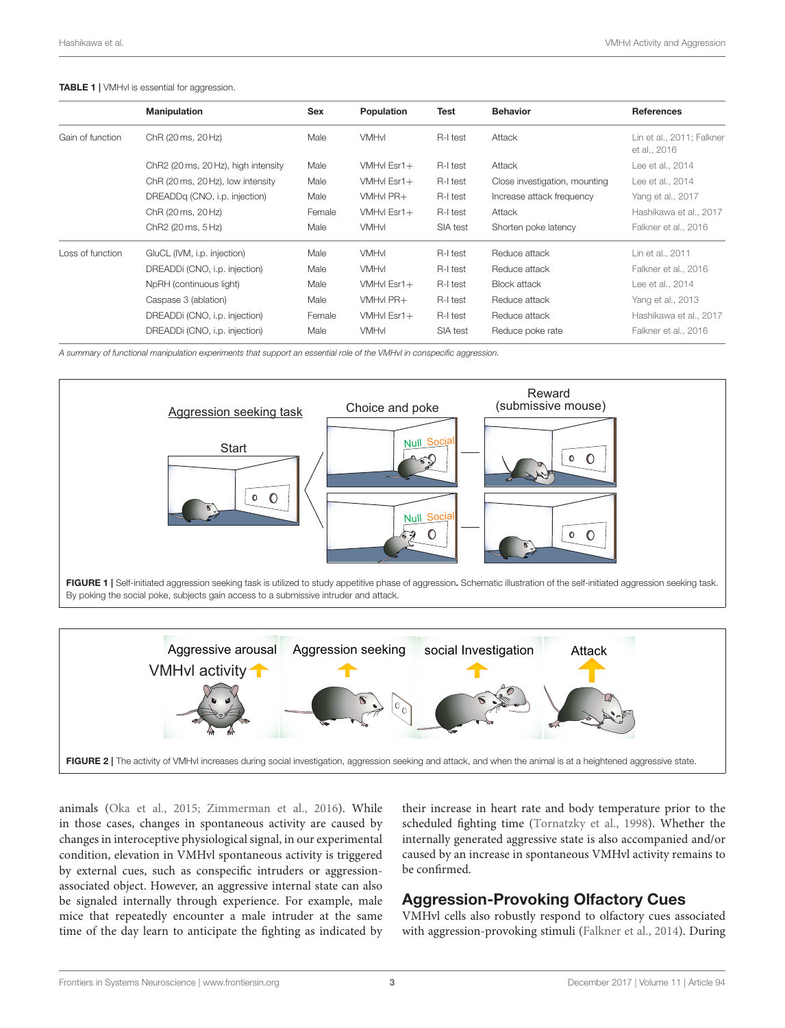**TABLE 1 |** VMHvl is essential for aggression.

| | Manipulation | Sex | Population | Test | Behavior | References |
|---|---|---|---|---|---|---|
| Gain of function | ChR (20 ms, 20 Hz) | Male | VMHvl | R-I test | Attack | Lin et al., 2011; Falkner et al., 2016 |
| | ChR2 (20 ms, 20 Hz), high intensity | Male | VMHvl Esr1+ | R-I test | Attack | Lee et al., 2014 |
| | ChR (20 ms, 20 Hz), low intensity | Male | VMHvl Esr1+ | R-I test | Close investigation, mounting | Lee et al., 2014 |
| | DREADDq (CNO, i.p. injection) | Male | VMHvl PR+ | R-I test | Increase attack frequency | Yang et al., 2017 |
| | ChR (20 ms, 20 Hz) | Female | VMHvl Esr1+ | R-I test | Attack | Hashikawa et al., 2017 |
| | ChR2 (20 ms, 5 Hz) | Male | VMHvl | SIA test | Shorten poke latency | Falkner et al., 2016 |
| Loss of function | GluCL (IVM, i.p. injection) | Male | VMHvl | R-I test | Reduce attack | Lin et al., 2011 |
| | DREADDi (CNO, i.p. injection) | Male | VMHvl | R-I test | Reduce attack | Falkner et al., 2016 |
| | NpRH (continuous light) | Male | VMHvl Esr1+ | R-I test | Block attack | Lee et al., 2014 |
| | Caspase 3 (ablation) | Male | VMHvl PR+ | R-I test | Reduce attack | Yang et al., 2013 |
| | DREADDi (CNO, i.p. injection) | Female | VMHvl Esr1+ | R-I test | Reduce attack | Hashikawa et al., 2017 |
| | DREADDi (CNO, i.p. injection) | Male | VMHvl | SIA test | Reduce poke rate | Falkner et al., 2016 |

*A summary of functional manipulation experiments that support an essential role of the VMHvl in conspecific aggression.*

**FIGURE 1 |** Self-initiated aggression seeking task is utilized to study appetitive phase of aggression. Schematic illustration of the self-initiated aggression seeking task. By poking the social poke, subjects gain access to a submissive intruder and attack.

**FIGURE 2 |** The activity of VMHvl increases during social investigation, aggression seeking and attack, and when the animal is at a heightened aggressive state.

animals (Oka et al., 2015; Zimmerman et al., 2016). While in those cases, changes in spontaneous activity are caused by changes in interoceptive physiological signal, in our experimental condition, elevation in VMHvl spontaneous activity is triggered by external cues, such as conspecific intruders or aggression-associated object. However, an aggressive internal state can also be signaled internally through experience. For example, male mice that repeatedly encounter a male intruder at the same time of the day learn to anticipate the fighting as indicated by their increase in heart rate and body temperature prior to the scheduled fighting time (Tornatzky et al., 1998). Whether the internally generated aggressive state is also accompanied and/or caused by an increase in spontaneous VMHvl activity remains to be confirmed.

## Aggression-Provoking Olfactory Cues

VMHvl cells also robustly respond to olfactory cues associated with aggression-provoking stimuli (Falkner et al., 2014). During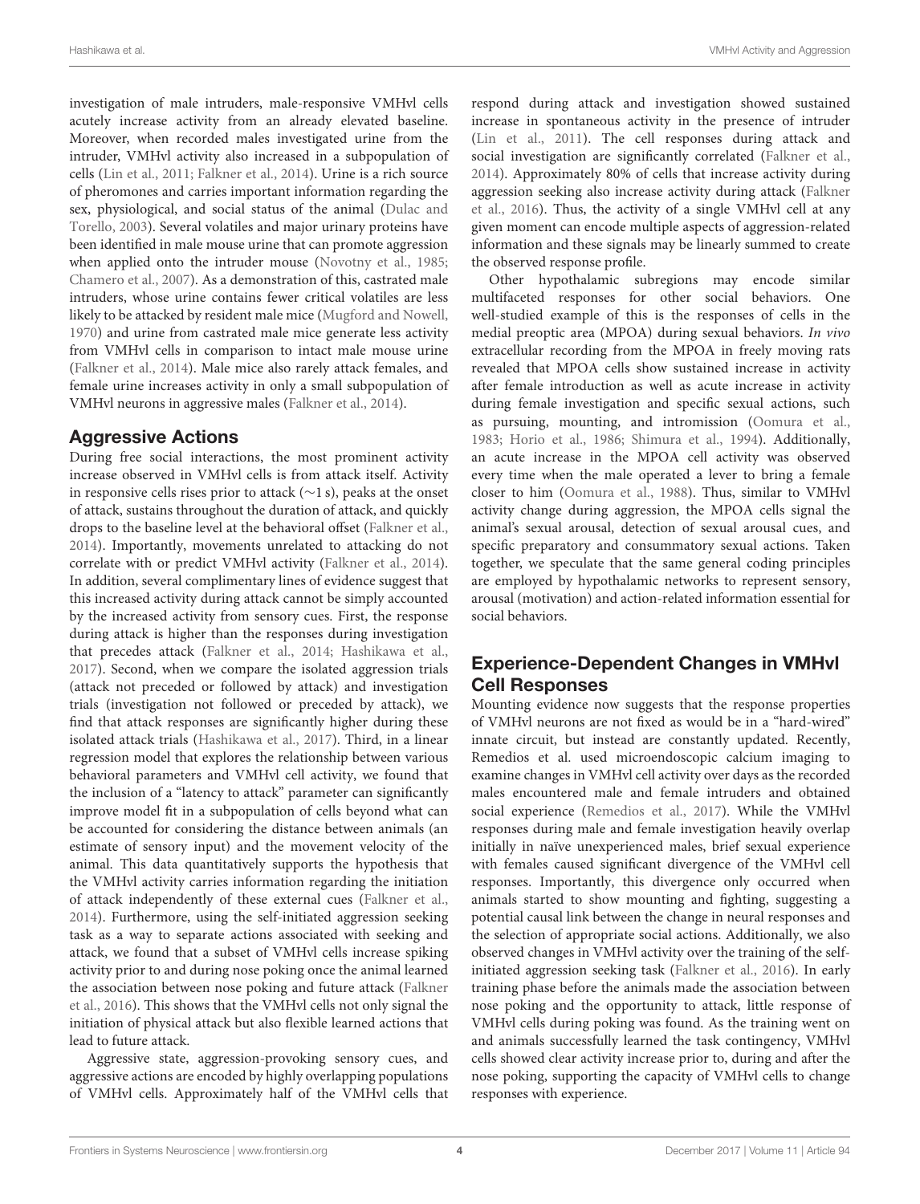investigation of male intruders, male-responsive VMHvl cells acutely increase activity from an already elevated baseline. Moreover, when recorded males investigated urine from the intruder, VMHvl activity also increased in a subpopulation of cells (Lin et al., 2011; Falkner et al., 2014). Urine is a rich source of pheromones and carries important information regarding the sex, physiological, and social status of the animal (Dulac and Torello, 2003). Several volatiles and major urinary proteins have been identified in male mouse urine that can promote aggression when applied onto the intruder mouse (Novotny et al., 1985; Chamero et al., 2007). As a demonstration of this, castrated male intruders, whose urine contains fewer critical volatiles are less likely to be attacked by resident male mice (Mugford and Nowell, 1970) and urine from castrated male mice generate less activity from VMHvl cells in comparison to intact male mouse urine (Falkner et al., 2014). Male mice also rarely attack females, and female urine increases activity in only a small subpopulation of VMHvl neurons in aggressive males (Falkner et al., 2014).

## Aggressive Actions

During free social interactions, the most prominent activity increase observed in VMHvl cells is from attack itself. Activity in responsive cells rises prior to attack (∼1 s), peaks at the onset of attack, sustains throughout the duration of attack, and quickly drops to the baseline level at the behavioral offset (Falkner et al., 2014). Importantly, movements unrelated to attacking do not correlate with or predict VMHvl activity (Falkner et al., 2014). In addition, several complimentary lines of evidence suggest that this increased activity during attack cannot be simply accounted by the increased activity from sensory cues. First, the response during attack is higher than the responses during investigation that precedes attack (Falkner et al., 2014; Hashikawa et al., 2017). Second, when we compare the isolated aggression trials (attack not preceded or followed by attack) and investigation trials (investigation not followed or preceded by attack), we find that attack responses are significantly higher during these isolated attack trials (Hashikawa et al., 2017). Third, in a linear regression model that explores the relationship between various behavioral parameters and VMHvl cell activity, we found that the inclusion of a "latency to attack" parameter can significantly improve model fit in a subpopulation of cells beyond what can be accounted for considering the distance between animals (an estimate of sensory input) and the movement velocity of the animal. This data quantitatively supports the hypothesis that the VMHvl activity carries information regarding the initiation of attack independently of these external cues (Falkner et al., 2014). Furthermore, using the self-initiated aggression seeking task as a way to separate actions associated with seeking and attack, we found that a subset of VMHvl cells increase spiking activity prior to and during nose poking once the animal learned the association between nose poking and future attack (Falkner et al., 2016). This shows that the VMHvl cells not only signal the initiation of physical attack but also flexible learned actions that lead to future attack.

Aggressive state, aggression-provoking sensory cues, and aggressive actions are encoded by highly overlapping populations of VMHvl cells. Approximately half of the VMHvl cells that respond during attack and investigation showed sustained increase in spontaneous activity in the presence of intruder (Lin et al., 2011). The cell responses during attack and social investigation are significantly correlated (Falkner et al., 2014). Approximately 80% of cells that increase activity during aggression seeking also increase activity during attack (Falkner et al., 2016). Thus, the activity of a single VMHvl cell at any given moment can encode multiple aspects of aggression-related information and these signals may be linearly summed to create the observed response profile.

Other hypothalamic subregions may encode similar multifaceted responses for other social behaviors. One well-studied example of this is the responses of cells in the medial preoptic area (MPOA) during sexual behaviors. *In vivo* extracellular recording from the MPOA in freely moving rats revealed that MPOA cells show sustained increase in activity after female introduction as well as acute increase in activity during female investigation and specific sexual actions, such as pursuing, mounting, and intromission (Oomura et al., 1983; Horio et al., 1986; Shimura et al., 1994). Additionally, an acute increase in the MPOA cell activity was observed every time when the male operated a lever to bring a female closer to him (Oomura et al., 1988). Thus, similar to VMHvl activity change during aggression, the MPOA cells signal the animal's sexual arousal, detection of sexual arousal cues, and specific preparatory and consummatory sexual actions. Taken together, we speculate that the same general coding principles are employed by hypothalamic networks to represent sensory, arousal (motivation) and action-related information essential for social behaviors.

## Experience-Dependent Changes in VMHvl Cell Responses

Mounting evidence now suggests that the response properties of VMHvl neurons are not fixed as would be in a "hard-wired" innate circuit, but instead are constantly updated. Recently, Remedios et al. used microendoscopic calcium imaging to examine changes in VMHvl cell activity over days as the recorded males encountered male and female intruders and obtained social experience (Remedios et al., 2017). While the VMHvl responses during male and female investigation heavily overlap initially in naïve unexperienced males, brief sexual experience with females caused significant divergence of the VMHvl cell responses. Importantly, this divergence only occurred when animals started to show mounting and fighting, suggesting a potential causal link between the change in neural responses and the selection of appropriate social actions. Additionally, we also observed changes in VMHvl activity over the training of the self-initiated aggression seeking task (Falkner et al., 2016). In early training phase before the animals made the association between nose poking and the opportunity to attack, little response of VMHvl cells during poking was found. As the training went on and animals successfully learned the task contingency, VMHvl cells showed clear activity increase prior to, during and after the nose poking, supporting the capacity of VMHvl cells to change responses with experience.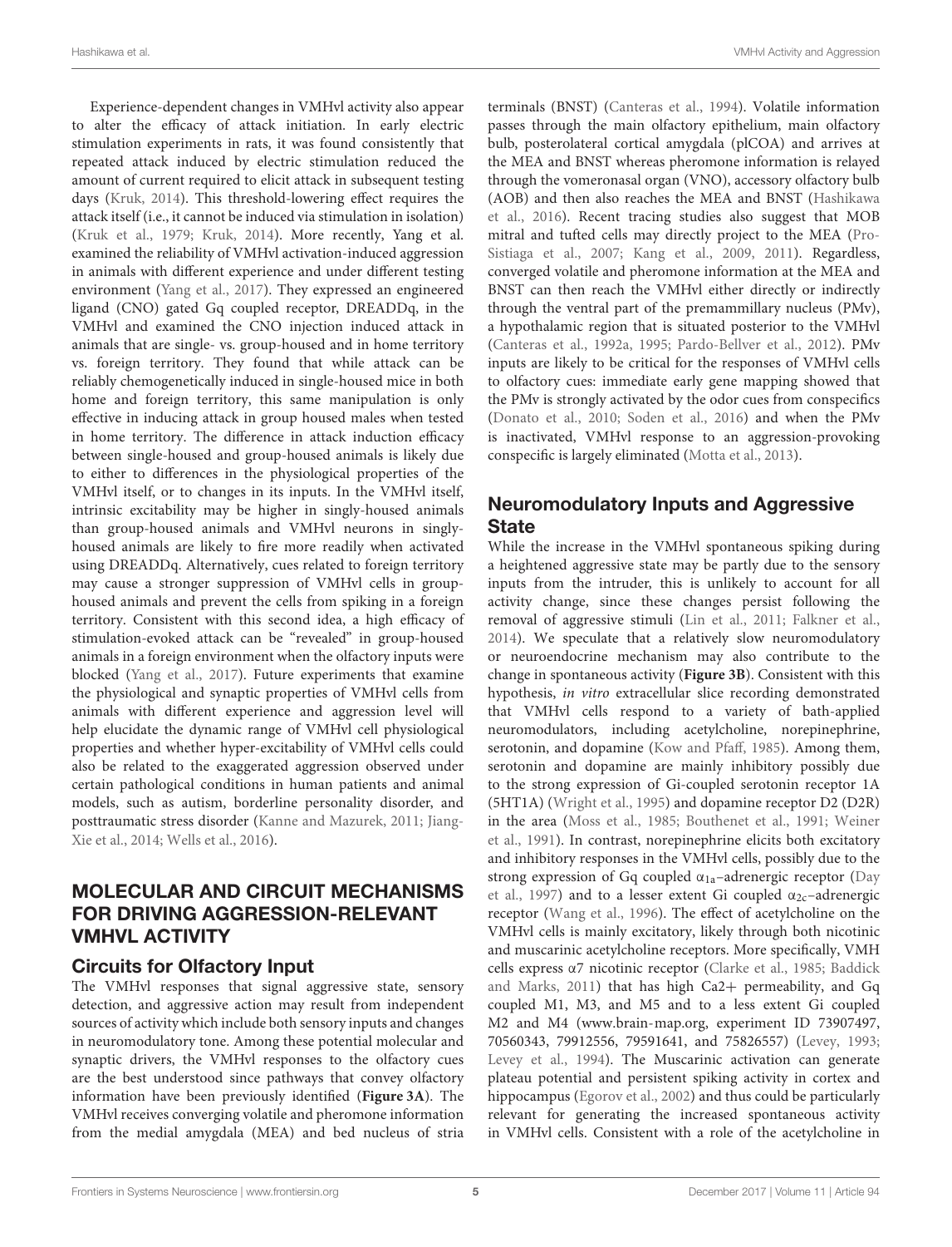Experience-dependent changes in VMHvl activity also appear to alter the efficacy of attack initiation. In early electric stimulation experiments in rats, it was found consistently that repeated attack induced by electric stimulation reduced the amount of current required to elicit attack in subsequent testing days (Kruk, 2014). This threshold-lowering effect requires the attack itself (i.e., it cannot be induced via stimulation in isolation) (Kruk et al., 1979; Kruk, 2014). More recently, Yang et al. examined the reliability of VMHvl activation-induced aggression in animals with different experience and under different testing environment (Yang et al., 2017). They expressed an engineered ligand (CNO) gated Gq coupled receptor, DREADDq, in the VMHvl and examined the CNO injection induced attack in animals that are single- vs. group-housed and in home territory vs. foreign territory. They found that while attack can be reliably chemogenetically induced in single-housed mice in both home and foreign territory, this same manipulation is only effective in inducing attack in group housed males when tested in home territory. The difference in attack induction efficacy between single-housed and group-housed animals is likely due to either to differences in the physiological properties of the VMHvl itself, or to changes in its inputs. In the VMHvl itself, intrinsic excitability may be higher in singly-housed animals than group-housed animals and VMHvl neurons in singly-housed animals are likely to fire more readily when activated using DREADDq. Alternatively, cues related to foreign territory may cause a stronger suppression of VMHvl cells in group-housed animals and prevent the cells from spiking in a foreign territory. Consistent with this second idea, a high efficacy of stimulation-evoked attack can be "revealed" in group-housed animals in a foreign environment when the olfactory inputs were blocked (Yang et al., 2017). Future experiments that examine the physiological and synaptic properties of VMHvl cells from animals with different experience and aggression level will help elucidate the dynamic range of VMHvl cell physiological properties and whether hyper-excitability of VMHvl cells could also be related to the exaggerated aggression observed under certain pathological conditions in human patients and animal models, such as autism, borderline personality disorder, and posttraumatic stress disorder (Kanne and Mazurek, 2011; Jiang-Xie et al., 2014; Wells et al., 2016).

## MOLECULAR AND CIRCUIT MECHANISMS FOR DRIVING AGGRESSION-RELEVANT VMHVL ACTIVITY

### Circuits for Olfactory Input

The VMHvl responses that signal aggressive state, sensory detection, and aggressive action may result from independent sources of activity which include both sensory inputs and changes in neuromodulatory tone. Among these potential molecular and synaptic drivers, the VMHvl responses to the olfactory cues are the best understood since pathways that convey olfactory information have been previously identified (**Figure 3A**). The VMHvl receives converging volatile and pheromone information from the medial amygdala (MEA) and bed nucleus of stria terminals (BNST) (Canteras et al., 1994). Volatile information passes through the main olfactory epithelium, main olfactory bulb, posterolateral cortical amygdala (plCOA) and arrives at the MEA and BNST whereas pheromone information is relayed through the vomeronasal organ (VNO), accessory olfactory bulb (AOB) and then also reaches the MEA and BNST (Hashikawa et al., 2016). Recent tracing studies also suggest that MOB mitral and tufted cells may directly project to the MEA (Pro-Sistiaga et al., 2007; Kang et al., 2009, 2011). Regardless, converged volatile and pheromone information at the MEA and BNST can then reach the VMHvl either directly or indirectly through the ventral part of the premammillary nucleus (PMv), a hypothalamic region that is situated posterior to the VMHvl (Canteras et al., 1992a, 1995; Pardo-Bellver et al., 2012). PMv inputs are likely to be critical for the responses of VMHvl cells to olfactory cues: immediate early gene mapping showed that the PMv is strongly activated by the odor cues from conspecifics (Donato et al., 2010; Soden et al., 2016) and when the PMv is inactivated, VMHvl response to an aggression-provoking conspecific is largely eliminated (Motta et al., 2013).

### Neuromodulatory Inputs and Aggressive State

While the increase in the VMHvl spontaneous spiking during a heightened aggressive state may be partly due to the sensory inputs from the intruder, this is unlikely to account for all activity change, since these changes persist following the removal of aggressive stimuli (Lin et al., 2011; Falkner et al., 2014). We speculate that a relatively slow neuromodulatory or neuroendocrine mechanism may also contribute to the change in spontaneous activity (**Figure 3B**). Consistent with this hypothesis, *in vitro* extracellular slice recording demonstrated that VMHvl cells respond to a variety of bath-applied neuromodulators, including acetylcholine, norepinephrine, serotonin, and dopamine (Kow and Pfaff, 1985). Among them, serotonin and dopamine are mainly inhibitory possibly due to the strong expression of Gi-coupled serotonin receptor 1A (5HT1A) (Wright et al., 1995) and dopamine receptor D2 (D2R) in the area (Moss et al., 1985; Bouthenet et al., 1991; Weiner et al., 1991). In contrast, norepinephrine elicits both excitatory and inhibitory responses in the VMHvl cells, possibly due to the strong expression of Gq coupled $\alpha_{1a}$–adrenergic receptor (Day et al., 1997) and to a lesser extent Gi coupled $\alpha_{2c}$–adrenergic receptor (Wang et al., 1996). The effect of acetylcholine on the VMHvl cells is mainly excitatory, likely through both nicotinic and muscarinic acetylcholine receptors. More specifically, VMH cells express α7 nicotinic receptor (Clarke et al., 1985; Baddick and Marks, 2011) that has high $Ca2+$ permeability, and Gq coupled M1, M3, and M5 and to a less extent Gi coupled M2 and M4 (www.brain-map.org, experiment ID 73907497, 70560343, 79912556, 79591641, and 75826557) (Levey, 1993; Levey et al., 1994). The Muscarinic activation can generate plateau potential and persistent spiking activity in cortex and hippocampus (Egorov et al., 2002) and thus could be particularly relevant for generating the increased spontaneous activity in VMHvl cells. Consistent with a role of the acetylcholine in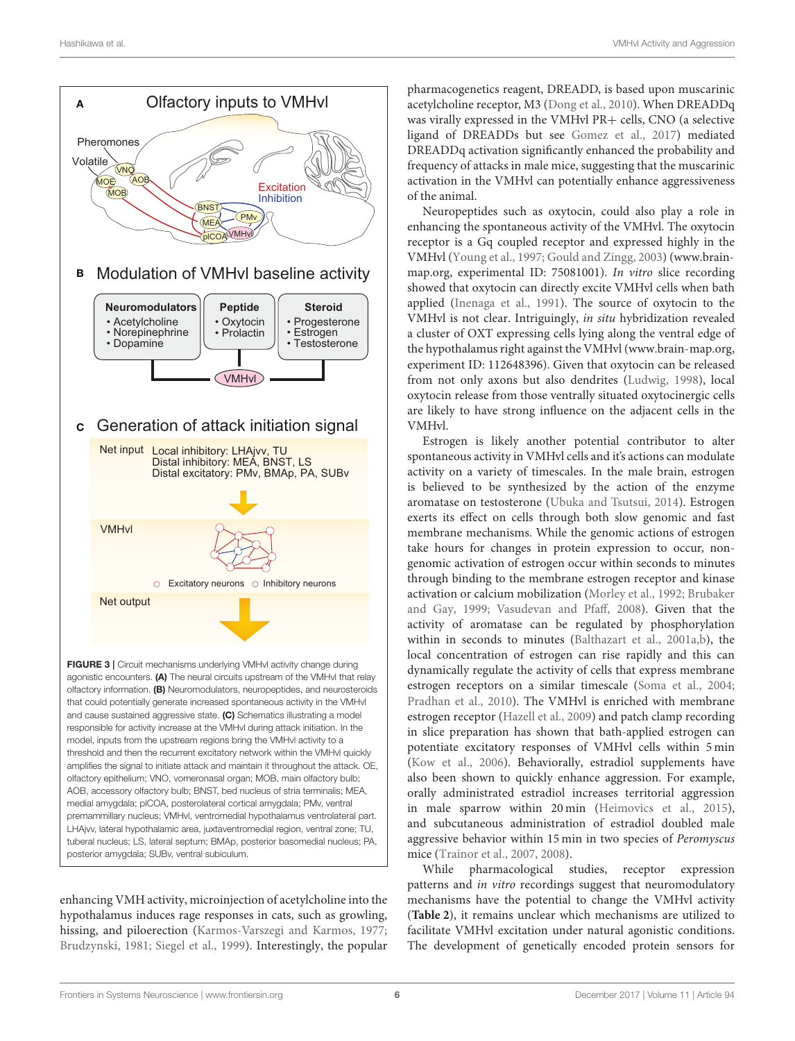**FIGURE 3 |** Circuit mechanisms underlying VMHvl activity change during agonistic encounters. **(A)** The neural circuits upstream of the VMHvl that relay olfactory information. **(B)** Neuromodulators, neuropeptides, and neurosteroids that could potentially generate increased spontaneous activity in the VMHvl and cause sustained aggressive state. **(C)** Schematics illustrating a model responsible for activity increase at the VMHvl during attack initiation. In the model, inputs from the upstream regions bring the VMHvl activity to a threshold and then the recurrent excitatory network within the VMHvl quickly amplifies the signal to initiate attack and maintain it throughout the attack. OE, olfactory epithelium; VNO, vomeronasal organ; MOB, main olfactory bulb; AOB, accessory olfactory bulb; BNST, bed nucleus of stria terminalis; MEA, medial amygdala; plCOA, posterolateral cortical amygdala; PMv, ventral premammillary nucleus; VMHvl, ventromedial hypothalamus ventrolateral part. LHAjvv, lateral hypothalamic area, juxtaventromedial region, ventral zone; TU, tuberal nucleus; LS, lateral septum; BMAp, posterior basomedial nucleus; PA, posterior amygdala; SUBv, ventral subiculum.

enhancing VMH activity, microinjection of acetylcholine into the hypothalamus induces rage responses in cats, such as growling, hissing, and piloerection (Karmos-Varszegi and Karmos, 1977; Brudzynski, 1981; Siegel et al., 1999). Interestingly, the popular pharmacogenetics reagent, DREADD, is based upon muscarinic acetylcholine receptor, M3 (Dong et al., 2010). When DREADDq was virally expressed in the VMHvl PR+ cells, CNO (a selective ligand of DREADDs but see Gomez et al., 2017) mediated DREADDq activation significantly enhanced the probability and frequency of attacks in male mice, suggesting that the muscarinic activation in the VMHvl can potentially enhance aggressiveness of the animal.

Neuropeptides such as oxytocin, could also play a role in enhancing the spontaneous activity of the VMHvl. The oxytocin receptor is a Gq coupled receptor and expressed highly in the VMHvl (Young et al., 1997; Gould and Zingg, 2003) (www.brain-map.org, experimental ID: 75081001). *In vitro* slice recording showed that oxytocin can directly excite VMHvl cells when bath applied (Inenaga et al., 1991). The source of oxytocin to the VMHvl is not clear. Intriguingly, *in situ* hybridization revealed a cluster of OXT expressing cells lying along the ventral edge of the hypothalamus right against the VMHvl (www.brain-map.org, experiment ID: 112648396). Given that oxytocin can be released from not only axons but also dendrites (Ludwig, 1998), local oxytocin release from those ventrally situated oxytocinergic cells are likely to have strong influence on the adjacent cells in the VMHvl.

Estrogen is likely another potential contributor to alter spontaneous activity in VMHvl cells and it's actions can modulate activity on a variety of timescales. In the male brain, estrogen is believed to be synthesized by the action of the enzyme aromatase on testosterone (Ubuka and Tsutsui, 2014). Estrogen exerts its effect on cells through both slow genomic and fast membrane mechanisms. While the genomic actions of estrogen take hours for changes in protein expression to occur, non-genomic activation of estrogen occur within seconds to minutes through binding to the membrane estrogen receptor and kinase activation or calcium mobilization (Morley et al., 1992; Brubaker and Gay, 1999; Vasudevan and Pfaff, 2008). Given that the activity of aromatase can be regulated by phosphorylation within in seconds to minutes (Balthazart et al., 2001a,b), the local concentration of estrogen can rise rapidly and this can dynamically regulate the activity of cells that express membrane estrogen receptors on a similar timescale (Soma et al., 2004; Pradhan et al., 2010). The VMHvl is enriched with membrane estrogen receptor (Hazell et al., 2009) and patch clamp recording in slice preparation has shown that bath-applied estrogen can potentiate excitatory responses of VMHvl cells within 5 min (Kow et al., 2006). Behaviorally, estradiol supplements have also been shown to quickly enhance aggression. For example, orally administrated estradiol increases territorial aggression in male sparrow within 20 min (Heimovics et al., 2015), and subcutaneous administration of estradiol doubled male aggressive behavior within 15 min in two species of *Peromyscus* mice (Trainor et al., 2007, 2008).

While pharmacological studies, receptor expression patterns and *in vitro* recordings suggest that neuromodulatory mechanisms have the potential to change the VMHvl activity (**Table 2**), it remains unclear which mechanisms are utilized to facilitate VMHvl excitation under natural agonistic conditions. The development of genetically encoded protein sensors for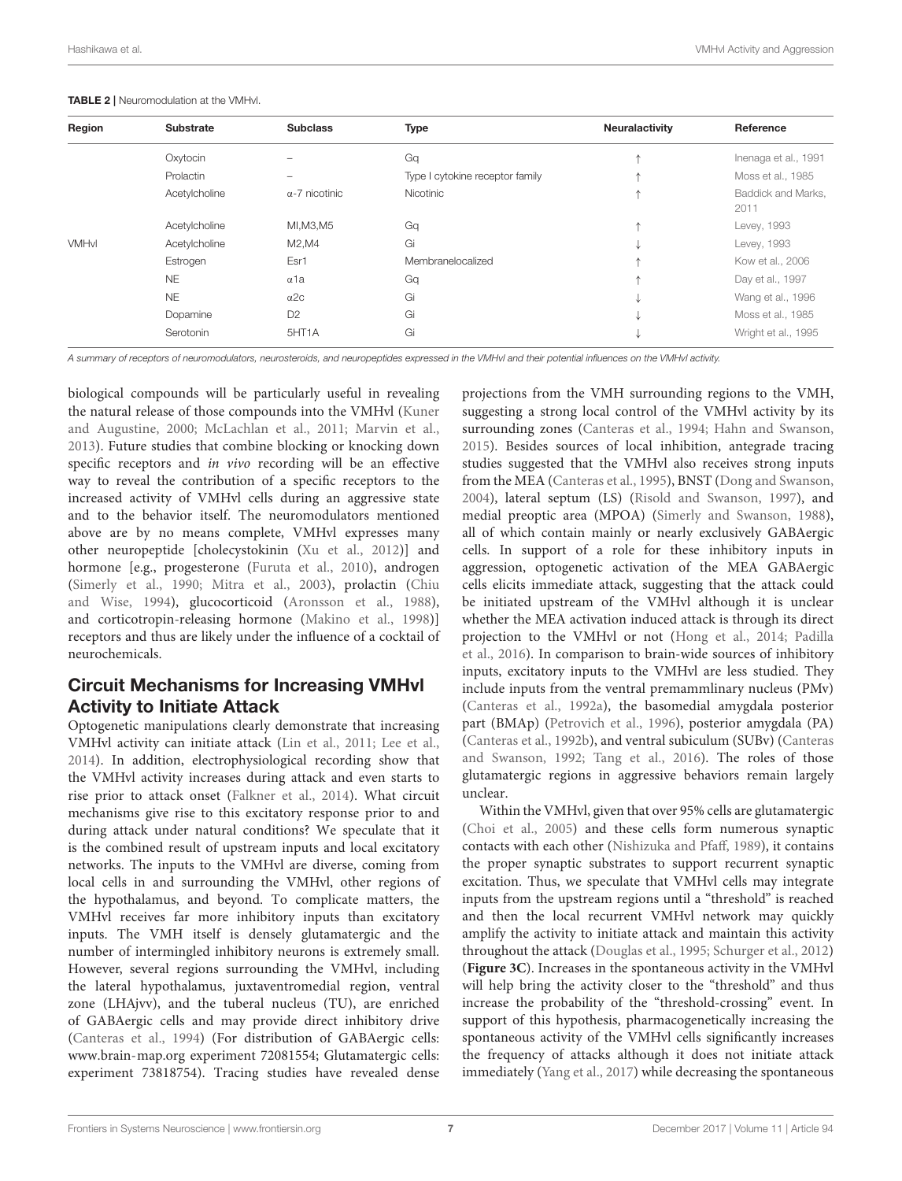**TABLE 2 |** Neuromodulation at the VMHvl.

| Region | Substrate | Subclass | Type | Neuralactivity | Reference |
|---|---|---|---|---|---|
| | Oxytocin | – | Gq | ↑ | Inenaga et al., 1991 |
| | Prolactin | – | Type I cytokine receptor family | ↑ | Moss et al., 1985 |
| | Acetylcholine | α-7 nicotinic | Nicotinic | ↑ | Baddick and Marks, 2011 |
| | Acetylcholine | MI,M3,M5 | Gq | ↑ | Levey, 1993 |
| VMHvl | Acetylcholine | M2,M4 | Gi | ↓ | Levey, 1993 |
| | Estrogen | Esr1 | Membranelocalized | ↑ | Kow et al., 2006 |
| | NE | α1a | Gq | ↑ | Day et al., 1997 |
| | NE | α2c | Gi | ↓ | Wang et al., 1996 |
| | Dopamine | D2 | Gi | ↓ | Moss et al., 1985 |
| | Serotonin | 5HT1A | Gi | ↓ | Wright et al., 1995 |

*A summary of receptors of neuromodulators, neurosteroids, and neuropeptides expressed in the VMHvl and their potential influences on the VMHvl activity.*

biological compounds will be particularly useful in revealing the natural release of those compounds into the VMHvl (Kuner and Augustine, 2000; McLachlan et al., 2011; Marvin et al., 2013). Future studies that combine blocking or knocking down specific receptors and *in vivo* recording will be an effective way to reveal the contribution of a specific receptors to the increased activity of VMHvl cells during an aggressive state and to the behavior itself. The neuromodulators mentioned above are by no means complete, VMHvl expresses many other neuropeptide [cholecystokinin (Xu et al., 2012)] and hormone [e.g., progesterone (Furuta et al., 2010), androgen (Simerly et al., 1990; Mitra et al., 2003), prolactin (Chiu and Wise, 1994), glucocorticoid (Aronsson et al., 1988), and corticotropin-releasing hormone (Makino et al., 1998)] receptors and thus are likely under the influence of a cocktail of neurochemicals.

## Circuit Mechanisms for Increasing VMHvl Activity to Initiate Attack

Optogenetic manipulations clearly demonstrate that increasing VMHvl activity can initiate attack (Lin et al., 2011; Lee et al., 2014). In addition, electrophysiological recording show that the VMHvl activity increases during attack and even starts to rise prior to attack onset (Falkner et al., 2014). What circuit mechanisms give rise to this excitatory response prior to and during attack under natural conditions? We speculate that it is the combined result of upstream inputs and local excitatory networks. The inputs to the VMHvl are diverse, coming from local cells in and surrounding the VMHvl, other regions of the hypothalamus, and beyond. To complicate matters, the VMHvl receives far more inhibitory inputs than excitatory inputs. The VMH itself is densely glutamatergic and the number of intermingled inhibitory neurons is extremely small. However, several regions surrounding the VMHvl, including the lateral hypothalamus, juxtaventromedial region, ventral zone (LHAjvv), and the tuberal nucleus (TU), are enriched of GABAergic cells and may provide direct inhibitory drive (Canteras et al., 1994) (For distribution of GABAergic cells: www.brain-map.org experiment 72081554; Glutamatergic cells: experiment 73818754). Tracing studies have revealed dense projections from the VMH surrounding regions to the VMH, suggesting a strong local control of the VMHvl activity by its surrounding zones (Canteras et al., 1994; Hahn and Swanson, 2015). Besides sources of local inhibition, antegrade tracing studies suggested that the VMHvl also receives strong inputs from the MEA (Canteras et al., 1995), BNST (Dong and Swanson, 2004), lateral septum (LS) (Risold and Swanson, 1997), and medial preoptic area (MPOA) (Simerly and Swanson, 1988), all of which contain mainly or nearly exclusively GABAergic cells. In support of a role for these inhibitory inputs in aggression, optogenetic activation of the MEA GABAergic cells elicits immediate attack, suggesting that the attack could be initiated upstream of the VMHvl although it is unclear whether the MEA activation induced attack is through its direct projection to the VMHvl or not (Hong et al., 2014; Padilla et al., 2016). In comparison to brain-wide sources of inhibitory inputs, excitatory inputs to the VMHvl are less studied. They include inputs from the ventral premammlinary nucleus (PMv) (Canteras et al., 1992a), the basomedial amygdala posterior part (BMAp) (Petrovich et al., 1996), posterior amygdala (PA) (Canteras et al., 1992b), and ventral subiculum (SUBv) (Canteras and Swanson, 1992; Tang et al., 2016). The roles of those glutamatergic regions in aggressive behaviors remain largely unclear.

Within the VMHvl, given that over 95% cells are glutamatergic (Choi et al., 2005) and these cells form numerous synaptic contacts with each other (Nishizuka and Pfaff, 1989), it contains the proper synaptic substrates to support recurrent synaptic excitation. Thus, we speculate that VMHvl cells may integrate inputs from the upstream regions until a "threshold" is reached and then the local recurrent VMHvl network may quickly amplify the activity to initiate attack and maintain this activity throughout the attack (Douglas et al., 1995; Schurger et al., 2012) (**Figure 3C**). Increases in the spontaneous activity in the VMHvl will help bring the activity closer to the "threshold" and thus increase the probability of the "threshold-crossing" event. In support of this hypothesis, pharmacogenetically increasing the spontaneous activity of the VMHvl cells significantly increases the frequency of attacks although it does not initiate attack immediately (Yang et al., 2017) while decreasing the spontaneous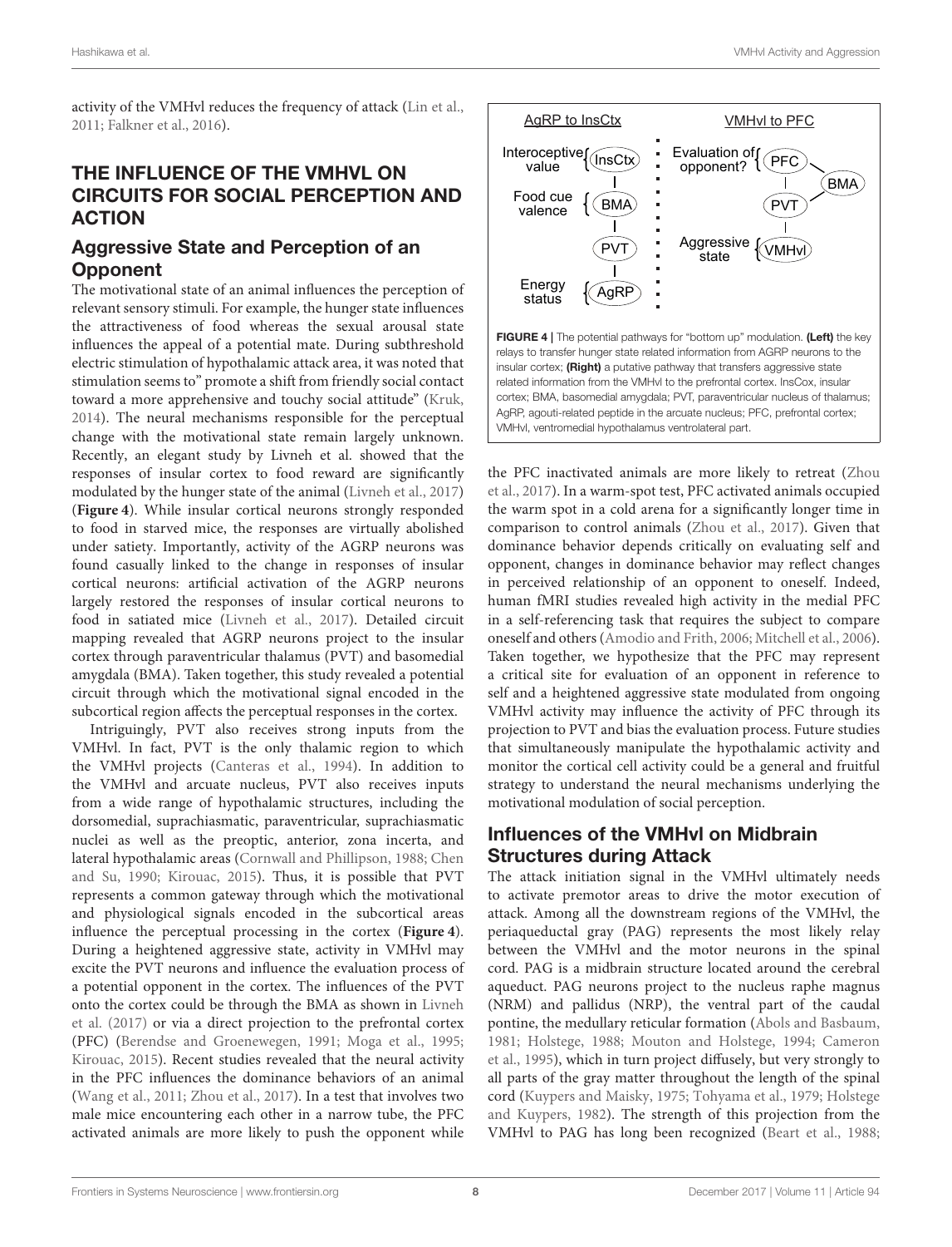activity of the VMHvl reduces the frequency of attack (Lin et al., 2011; Falkner et al., 2016).

## THE INFLUENCE OF THE VMHVL ON CIRCUITS FOR SOCIAL PERCEPTION AND ACTION

### Aggressive State and Perception of an Opponent

The motivational state of an animal influences the perception of relevant sensory stimuli. For example, the hunger state influences the attractiveness of food whereas the sexual arousal state influences the appeal of a potential mate. During subthreshold electric stimulation of hypothalamic attack area, it was noted that stimulation seems to" promote a shift from friendly social contact toward a more apprehensive and touchy social attitude" (Kruk, 2014). The neural mechanisms responsible for the perceptual change with the motivational state remain largely unknown. Recently, an elegant study by Livneh et al. showed that the responses of insular cortex to food reward are significantly modulated by the hunger state of the animal (Livneh et al., 2017) (**Figure 4**). While insular cortical neurons strongly responded to food in starved mice, the responses are virtually abolished under satiety. Importantly, activity of the AGRP neurons was found casually linked to the change in responses of insular cortical neurons: artificial activation of the AGRP neurons largely restored the responses of insular cortical neurons to food in satiated mice (Livneh et al., 2017). Detailed circuit mapping revealed that AGRP neurons project to the insular cortex through paraventricular thalamus (PVT) and basomedial amygdala (BMA). Taken together, this study revealed a potential circuit through which the motivational signal encoded in the subcortical region affects the perceptual responses in the cortex.

Intriguingly, PVT also receives strong inputs from the VMHvl. In fact, PVT is the only thalamic region to which the VMHvl projects (Canteras et al., 1994). In addition to the VMHvl and arcuate nucleus, PVT also receives inputs from a wide range of hypothalamic structures, including the dorsomedial, suprachiasmatic, paraventricular, suprachiasmatic nuclei as well as the preoptic, anterior, zona incerta, and lateral hypothalamic areas (Cornwall and Phillipson, 1988; Chen and Su, 1990; Kirouac, 2015). Thus, it is possible that PVT represents a common gateway through which the motivational and physiological signals encoded in the subcortical areas influence the perceptual processing in the cortex (**Figure 4**). During a heightened aggressive state, activity in VMHvl may excite the PVT neurons and influence the evaluation process of a potential opponent in the cortex. The influences of the PVT onto the cortex could be through the BMA as shown in Livneh et al. (2017) or via a direct projection to the prefrontal cortex (PFC) (Berendse and Groenewegen, 1991; Moga et al., 1995; Kirouac, 2015). Recent studies revealed that the neural activity in the PFC influences the dominance behaviors of an animal (Wang et al., 2011; Zhou et al., 2017). In a test that involves two male mice encountering each other in a narrow tube, the PFC activated animals are more likely to push the opponent while the PFC inactivated animals are more likely to retreat (Zhou et al., 2017). In a warm-spot test, PFC activated animals occupied the warm spot in a cold arena for a significantly longer time in comparison to control animals (Zhou et al., 2017). Given that dominance behavior depends critically on evaluating self and opponent, changes in dominance behavior may reflect changes in perceived relationship of an opponent to oneself. Indeed, human fMRI studies revealed high activity in the medial PFC in a self-referencing task that requires the subject to compare oneself and others (Amodio and Frith, 2006; Mitchell et al., 2006). Taken together, we hypothesize that the PFC may represent a critical site for evaluation of an opponent in reference to self and a heightened aggressive state modulated from ongoing VMHvl activity may influence the activity of PFC through its projection to PVT and bias the evaluation process. Future studies that simultaneously manipulate the hypothalamic activity and monitor the cortical cell activity could be a general and fruitful strategy to understand the neural mechanisms underlying the motivational modulation of social perception.

**FIGURE 4 |** The potential pathways for "bottom up" modulation. **(Left)** the key relays to transfer hunger state related information from AGRP neurons to the insular cortex; **(Right)** a putative pathway that transfers aggressive state related information from the VMHvl to the prefrontal cortex. InsCox, insular cortex; BMA, basomedial amygdala; PVT, paraventricular nucleus of thalamus; AgRP, agouti-related peptide in the arcuate nucleus; PFC, prefrontal cortex; VMHvl, ventromedial hypothalamus ventrolateral part.

### Influences of the VMHvl on Midbrain Structures during Attack

The attack initiation signal in the VMHvl ultimately needs to activate premotor areas to drive the motor execution of attack. Among all the downstream regions of the VMHvl, the periaqueductal gray (PAG) represents the most likely relay between the VMHvl and the motor neurons in the spinal cord. PAG is a midbrain structure located around the cerebral aqueduct. PAG neurons project to the nucleus raphe magnus (NRM) and pallidus (NRP), the ventral part of the caudal pontine, the medullary reticular formation (Abols and Basbaum, 1981; Holstege, 1988; Mouton and Holstege, 1994; Cameron et al., 1995), which in turn project diffusely, but very strongly to all parts of the gray matter throughout the length of the spinal cord (Kuypers and Maisky, 1975; Tohyama et al., 1979; Holstege and Kuypers, 1982). The strength of this projection from the VMHvl to PAG has long been recognized (Beart et al., 1988;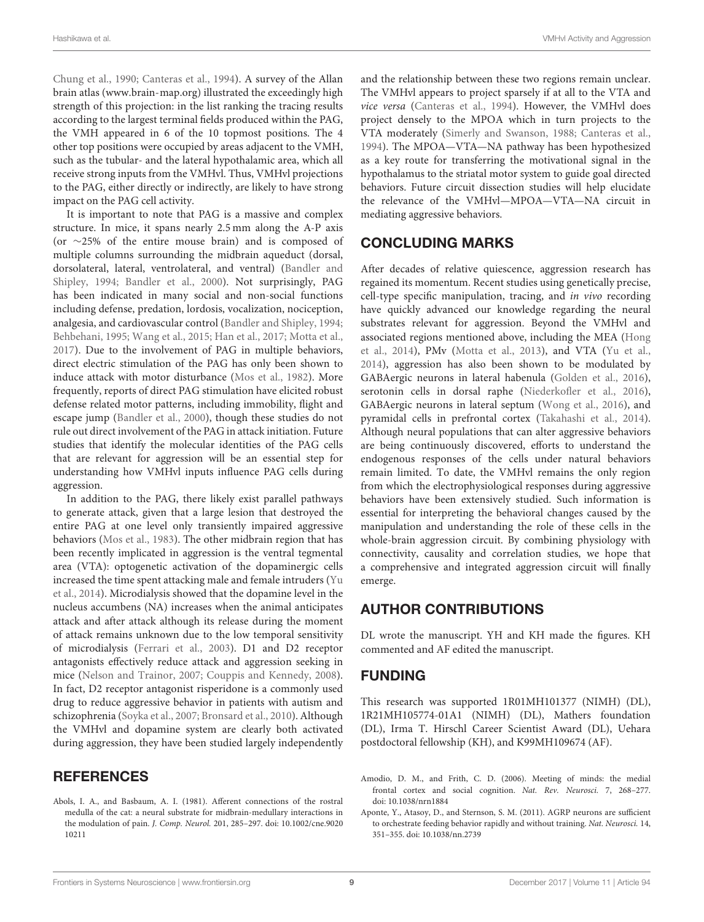Chung et al., 1990; Canteras et al., 1994). A survey of the Allan brain atlas (www.brain-map.org) illustrated the exceedingly high strength of this projection: in the list ranking the tracing results according to the largest terminal fields produced within the PAG, the VMH appeared in 6 of the 10 topmost positions. The 4 other top positions were occupied by areas adjacent to the VMH, such as the tubular- and the lateral hypothalamic area, which all receive strong inputs from the VMHvl. Thus, VMHvl projections to the PAG, either directly or indirectly, are likely to have strong impact on the PAG cell activity.

It is important to note that PAG is a massive and complex structure. In mice, it spans nearly 2.5 mm along the A-P axis (or ∼25% of the entire mouse brain) and is composed of multiple columns surrounding the midbrain aqueduct (dorsal, dorsolateral, lateral, ventrolateral, and ventral) (Bandler and Shipley, 1994; Bandler et al., 2000). Not surprisingly, PAG has been indicated in many social and non-social functions including defense, predation, lordosis, vocalization, nociception, analgesia, and cardiovascular control (Bandler and Shipley, 1994; Behbehani, 1995; Wang et al., 2015; Han et al., 2017; Motta et al., 2017). Due to the involvement of PAG in multiple behaviors, direct electric stimulation of the PAG has only been shown to induce attack with motor disturbance (Mos et al., 1982). More frequently, reports of direct PAG stimulation have elicited robust defense related motor patterns, including immobility, flight and escape jump (Bandler et al., 2000), though these studies do not rule out direct involvement of the PAG in attack initiation. Future studies that identify the molecular identities of the PAG cells that are relevant for aggression will be an essential step for understanding how VMHvl inputs influence PAG cells during aggression.

In addition to the PAG, there likely exist parallel pathways to generate attack, given that a large lesion that destroyed the entire PAG at one level only transiently impaired aggressive behaviors (Mos et al., 1983). The other midbrain region that has been recently implicated in aggression is the ventral tegmental area (VTA): optogenetic activation of the dopaminergic cells increased the time spent attacking male and female intruders (Yu et al., 2014). Microdialysis showed that the dopamine level in the nucleus accumbens (NA) increases when the animal anticipates attack and after attack although its release during the moment of attack remains unknown due to the low temporal sensitivity of microdialysis (Ferrari et al., 2003). D1 and D2 receptor antagonists effectively reduce attack and aggression seeking in mice (Nelson and Trainor, 2007; Couppis and Kennedy, 2008). In fact, D2 receptor antagonist risperidone is a commonly used drug to reduce aggressive behavior in patients with autism and schizophrenia (Soyka et al., 2007; Bronsard et al., 2010). Although the VMHvl and dopamine system are clearly both activated during aggression, they have been studied largely independently and the relationship between these two regions remain unclear. The VMHvl appears to project sparsely if at all to the VTA and *vice versa* (Canteras et al., 1994). However, the VMHvl does project densely to the MPOA which in turn projects to the VTA moderately (Simerly and Swanson, 1988; Canteras et al., 1994). The MPOA—VTA—NA pathway has been hypothesized as a key route for transferring the motivational signal in the hypothalamus to the striatal motor system to guide goal directed behaviors. Future circuit dissection studies will help elucidate the relevance of the VMHvl—MPOA—VTA—NA circuit in mediating aggressive behaviors.

## CONCLUDING MARKS

After decades of relative quiescence, aggression research has regained its momentum. Recent studies using genetically precise, cell-type specific manipulation, tracing, and *in vivo* recording have quickly advanced our knowledge regarding the neural substrates relevant for aggression. Beyond the VMHvl and associated regions mentioned above, including the MEA (Hong et al., 2014), PMv (Motta et al., 2013), and VTA (Yu et al., 2014), aggression has also been shown to be modulated by GABAergic neurons in lateral habenula (Golden et al., 2016), serotonin cells in dorsal raphe (Niederkofler et al., 2016), GABAergic neurons in lateral septum (Wong et al., 2016), and pyramidal cells in prefrontal cortex (Takahashi et al., 2014). Although neural populations that can alter aggressive behaviors are being continuously discovered, efforts to understand the endogenous responses of the cells under natural behaviors remain limited. To date, the VMHvl remains the only region from which the electrophysiological responses during aggressive behaviors have been extensively studied. Such information is essential for interpreting the behavioral changes caused by the manipulation and understanding the role of these cells in the whole-brain aggression circuit. By combining physiology with connectivity, causality and correlation studies, we hope that a comprehensive and integrated aggression circuit will finally emerge.

## AUTHOR CONTRIBUTIONS

DL wrote the manuscript. YH and KH made the figures. KH commented and AF edited the manuscript.

## FUNDING

This research was supported 1R01MH101377 (NIMH) (DL), 1R21MH105774-01A1 (NIMH) (DL), Mathers foundation (DL), Irma T. Hirschl Career Scientist Award (DL), Uehara postdoctoral fellowship (KH), and K99MH109674 (AF).

## REFERENCES

Abols, I. A., and Basbaum, A. I. (1981). Afferent connections of the rostral medulla of the cat: a neural substrate for midbrain-medullary interactions in the modulation of pain. *J. Comp. Neurol.* 201, 285–297. doi: 10.1002/cne.902010211

Amodio, D. M., and Frith, C. D. (2006). Meeting of minds: the medial frontal cortex and social cognition. *Nat. Rev. Neurosci.* 7, 268–277. doi: 10.1038/nrn1884

Aponte, Y., Atasoy, D., and Sternson, S. M. (2011). AGRP neurons are sufficient to orchestrate feeding behavior rapidly and without training. *Nat. Neurosci.* 14, 351–355. doi: 10.1038/nn.2739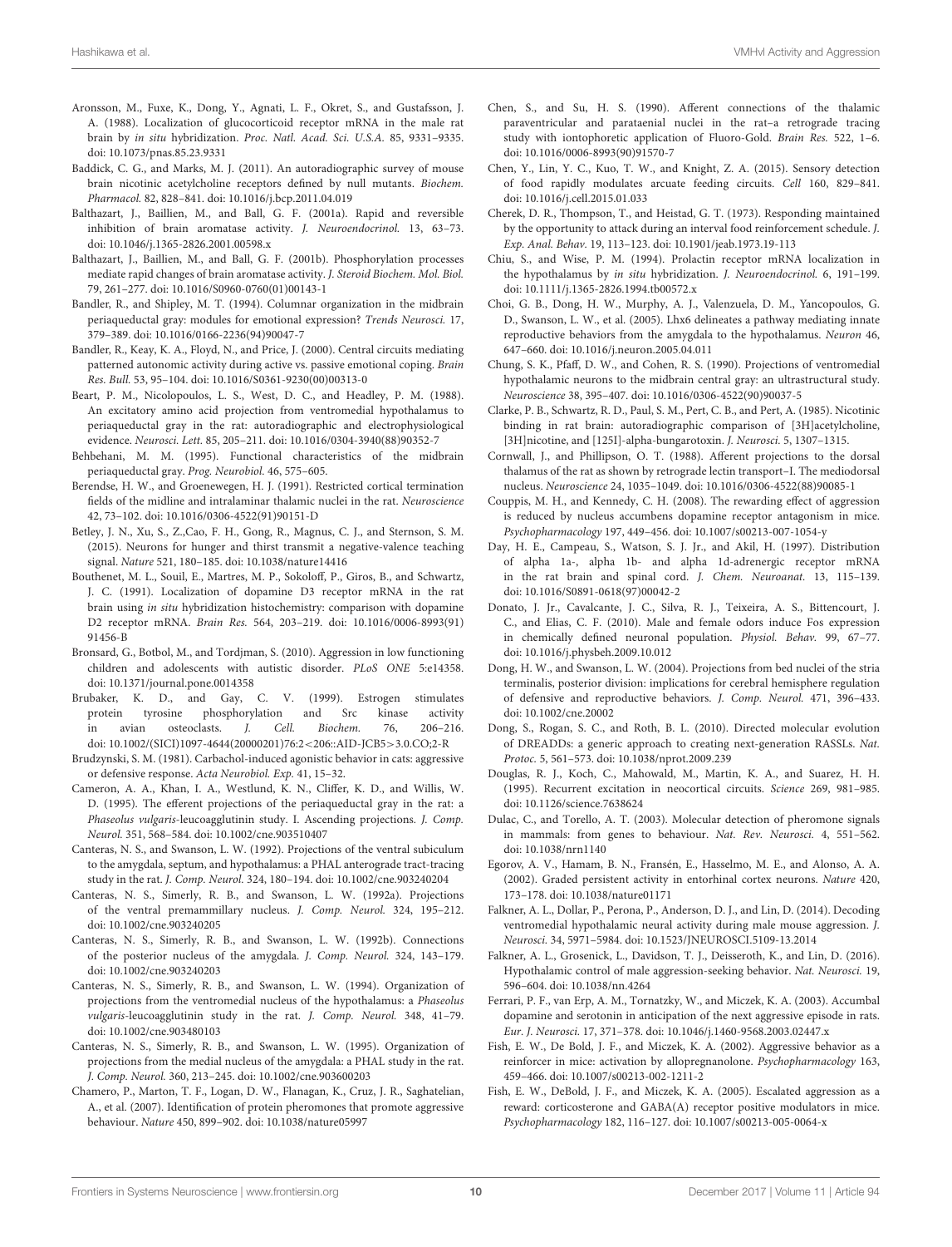Aronsson, M., Fuxe, K., Dong, Y., Agnati, L. F., Okret, S., and Gustafsson, J. A. (1988). Localization of glucocorticoid receptor mRNA in the male rat brain by *in situ* hybridization. *Proc. Natl. Acad. Sci. U.S.A.* 85, 9331–9335. doi: 10.1073/pnas.85.23.9331

Baddick, C. G., and Marks, M. J. (2011). An autoradiographic survey of mouse brain nicotinic acetylcholine receptors defined by null mutants. *Biochem. Pharmacol.* 82, 828–841. doi: 10.1016/j.bcp.2011.04.019

Balthazart, J., Baillien, M., and Ball, G. F. (2001a). Rapid and reversible inhibition of brain aromatase activity. *J. Neuroendocrinol.* 13, 63–73. doi: 10.1046/j.1365-2826.2001.00598.x

Balthazart, J., Baillien, M., and Ball, G. F. (2001b). Phosphorylation processes mediate rapid changes of brain aromatase activity. *J. Steroid Biochem. Mol. Biol.* 79, 261–277. doi: 10.1016/S0960-0760(01)00143-1

Bandler, R., and Shipley, M. T. (1994). Columnar organization in the midbrain periaqueductal gray: modules for emotional expression? *Trends Neurosci.* 17, 379–389. doi: 10.1016/0166-2236(94)90047-7

Bandler, R., Keay, K. A., Floyd, N., and Price, J. (2000). Central circuits mediating patterned autonomic activity during active vs. passive emotional coping. *Brain Res. Bull.* 53, 95–104. doi: 10.1016/S0361-9230(00)00313-0

Beart, P. M., Nicolopoulos, L. S., West, D. C., and Headley, P. M. (1988). An excitatory amino acid projection from ventromedial hypothalamus to periaqueductal gray in the rat: autoradiographic and electrophysiological evidence. *Neurosci. Lett.* 85, 205–211. doi: 10.1016/0304-3940(88)90352-7

Behbehani, M. M. (1995). Functional characteristics of the midbrain periaqueductal gray. *Prog. Neurobiol.* 46, 575–605.

Berendse, H. W., and Groenewegen, H. J. (1991). Restricted cortical termination fields of the midline and intralaminar thalamic nuclei in the rat. *Neuroscience* 42, 73–102. doi: 10.1016/0306-4522(91)90151-D

Betley, J. N., Xu, S., Z.,Cao, F. H., Gong, R., Magnus, C. J., and Sternson, S. M. (2015). Neurons for hunger and thirst transmit a negative-valence teaching signal. *Nature* 521, 180–185. doi: 10.1038/nature14416

Bouthenet, M. L., Souil, E., Martres, M. P., Sokoloff, P., Giros, B., and Schwartz, J. C. (1991). Localization of dopamine D3 receptor mRNA in the rat brain using *in situ* hybridization histochemistry: comparison with dopamine D2 receptor mRNA. *Brain Res.* 564, 203–219. doi: 10.1016/0006-8993(91)91456-B

Bronsard, G., Botbol, M., and Tordjman, S. (2010). Aggression in low functioning children and adolescents with autistic disorder. *PLoS ONE* 5:e14358. doi: 10.1371/journal.pone.0014358

Brubaker, K. D., and Gay, C. V. (1999). Estrogen stimulates protein tyrosine phosphorylation and Src kinase activity in avian osteoclasts. *J. Cell. Biochem.* 76, 206–216. doi: 10.1002/(SICI)1097-4644(20000201)76:2<206::AID-JCB5>3.0.CO;2-R

Brudzynski, S. M. (1981). Carbachol-induced agonistic behavior in cats: aggressive or defensive response. *Acta Neurobiol. Exp.* 41, 15–32.

Cameron, A. A., Khan, I. A., Westlund, K. N., Cliffer, K. D., and Willis, W. D. (1995). The efferent projections of the periaqueductal gray in the rat: a *Phaseolus vulgaris*-leucoagglutinin study. I. Ascending projections. *J. Comp. Neurol.* 351, 568–584. doi: 10.1002/cne.903510407

Canteras, N. S., and Swanson, L. W. (1992). Projections of the ventral subiculum to the amygdala, septum, and hypothalamus: a PHAL anterograde tract-tracing study in the rat. *J. Comp. Neurol.* 324, 180–194. doi: 10.1002/cne.903240204

Canteras, N. S., Simerly, R. B., and Swanson, L. W. (1992a). Projections of the ventral premammillary nucleus. *J. Comp. Neurol.* 324, 195–212. doi: 10.1002/cne.903240205

Canteras, N. S., Simerly, R. B., and Swanson, L. W. (1992b). Connections of the posterior nucleus of the amygdala. *J. Comp. Neurol.* 324, 143–179. doi: 10.1002/cne.903240203

Canteras, N. S., Simerly, R. B., and Swanson, L. W. (1994). Organization of projections from the ventromedial nucleus of the hypothalamus: a *Phaseolus vulgaris*-leucoagglutinin study in the rat. *J. Comp. Neurol.* 348, 41–79. doi: 10.1002/cne.903480103

Canteras, N. S., Simerly, R. B., and Swanson, L. W. (1995). Organization of projections from the medial nucleus of the amygdala: a PHAL study in the rat. *J. Comp. Neurol.* 360, 213–245. doi: 10.1002/cne.903600203

Chamero, P., Marton, T. F., Logan, D. W., Flanagan, K., Cruz, J. R., Saghatelian, A., et al. (2007). Identification of protein pheromones that promote aggressive behaviour. *Nature* 450, 899–902. doi: 10.1038/nature05997

Chen, S., and Su, H. S. (1990). Afferent connections of the thalamic paraventricular and parataenial nuclei in the rat–a retrograde tracing study with iontophoretic application of Fluoro-Gold. *Brain Res.* 522, 1–6. doi: 10.1016/0006-8993(90)91570-7

Chen, Y., Lin, Y. C., Kuo, T. W., and Knight, Z. A. (2015). Sensory detection of food rapidly modulates arcuate feeding circuits. *Cell* 160, 829–841. doi: 10.1016/j.cell.2015.01.033

Cherek, D. R., Thompson, T., and Heistad, G. T. (1973). Responding maintained by the opportunity to attack during an interval food reinforcement schedule. *J. Exp. Anal. Behav.* 19, 113–123. doi: 10.1901/jeab.1973.19-113

Chiu, S., and Wise, P. M. (1994). Prolactin receptor mRNA localization in the hypothalamus by *in situ* hybridization. *J. Neuroendocrinol.* 6, 191–199. doi: 10.1111/j.1365-2826.1994.tb00572.x

Choi, G. B., Dong, H. W., Murphy, A. J., Valenzuela, D. M., Yancopoulos, G. D., Swanson, L. W., et al. (2005). Lhx6 delineates a pathway mediating innate reproductive behaviors from the amygdala to the hypothalamus. *Neuron* 46, 647–660. doi: 10.1016/j.neuron.2005.04.011

Chung, S. K., Pfaff, D. W., and Cohen, R. S. (1990). Projections of ventromedial hypothalamic neurons to the midbrain central gray: an ultrastructural study. *Neuroscience* 38, 395–407. doi: 10.1016/0306-4522(90)90037-5

Clarke, P. B., Schwartz, R. D., Paul, S. M., Pert, C. B., and Pert, A. (1985). Nicotinic binding in rat brain: autoradiographic comparison of [3H]acetylcholine, [3H]nicotine, and [125I]-alpha-bungarotoxin. *J. Neurosci.* 5, 1307–1315.

Cornwall, J., and Phillipson, O. T. (1988). Afferent projections to the dorsal thalamus of the rat as shown by retrograde lectin transport–I. The mediodorsal nucleus. *Neuroscience* 24, 1035–1049. doi: 10.1016/0306-4522(88)90085-1

Couppis, M. H., and Kennedy, C. H. (2008). The rewarding effect of aggression is reduced by nucleus accumbens dopamine receptor antagonism in mice. *Psychopharmacology* 197, 449–456. doi: 10.1007/s00213-007-1054-y

Day, H. E., Campeau, S., Watson, S. J. Jr., and Akil, H. (1997). Distribution of alpha 1a-, alpha 1b- and alpha 1d-adrenergic receptor mRNA in the rat brain and spinal cord. *J. Chem. Neuroanat.* 13, 115–139. doi: 10.1016/S0891-0618(97)00042-2

Donato, J. Jr., Cavalcante, J. C., Silva, R. J., Teixeira, A. S., Bittencourt, J. C., and Elias, C. F. (2010). Male and female odors induce Fos expression in chemically defined neuronal population. *Physiol. Behav.* 99, 67–77. doi: 10.1016/j.physbeh.2009.10.012

Dong, H. W., and Swanson, L. W. (2004). Projections from bed nuclei of the stria terminalis, posterior division: implications for cerebral hemisphere regulation of defensive and reproductive behaviors. *J. Comp. Neurol.* 471, 396–433. doi: 10.1002/cne.20002

Dong, S., Rogan, S. C., and Roth, B. L. (2010). Directed molecular evolution of DREADDs: a generic approach to creating next-generation RASSLs. *Nat. Protoc.* 5, 561–573. doi: 10.1038/nprot.2009.239

Douglas, R. J., Koch, C., Mahowald, M., Martin, K. A., and Suarez, H. H. (1995). Recurrent excitation in neocortical circuits. *Science* 269, 981–985. doi: 10.1126/science.7638624

Dulac, C., and Torello, A. T. (2003). Molecular detection of pheromone signals in mammals: from genes to behaviour. *Nat. Rev. Neurosci.* 4, 551–562. doi: 10.1038/nrn1140

Egorov, A. V., Hamam, B. N., Fransén, E., Hasselmo, M. E., and Alonso, A. A. (2002). Graded persistent activity in entorhinal cortex neurons. *Nature* 420, 173–178. doi: 10.1038/nature01171

Falkner, A. L., Dollar, P., Perona, P., Anderson, D. J., and Lin, D. (2014). Decoding ventromedial hypothalamic neural activity during male mouse aggression. *J. Neurosci.* 34, 5971–5984. doi: 10.1523/JNEUROSCI.5109-13.2014

Falkner, A. L., Grosenick, L., Davidson, T. J., Deisseroth, K., and Lin, D. (2016). Hypothalamic control of male aggression-seeking behavior. *Nat. Neurosci.* 19, 596–604. doi: 10.1038/nn.4264

Ferrari, P. F., van Erp, A. M., Tornatzky, W., and Miczek, K. A. (2003). Accumbal dopamine and serotonin in anticipation of the next aggressive episode in rats. *Eur. J. Neurosci.* 17, 371–378. doi: 10.1046/j.1460-9568.2003.02447.x

Fish, E. W., De Bold, J. F., and Miczek, K. A. (2002). Aggressive behavior as a reinforcer in mice: activation by allopregnanolone. *Psychopharmacology* 163, 459–466. doi: 10.1007/s00213-002-1211-2

Fish, E. W., DeBold, J. F., and Miczek, K. A. (2005). Escalated aggression as a reward: corticosterone and GABA(A) receptor positive modulators in mice. *Psychopharmacology* 182, 116–127. doi: 10.1007/s00213-005-0064-x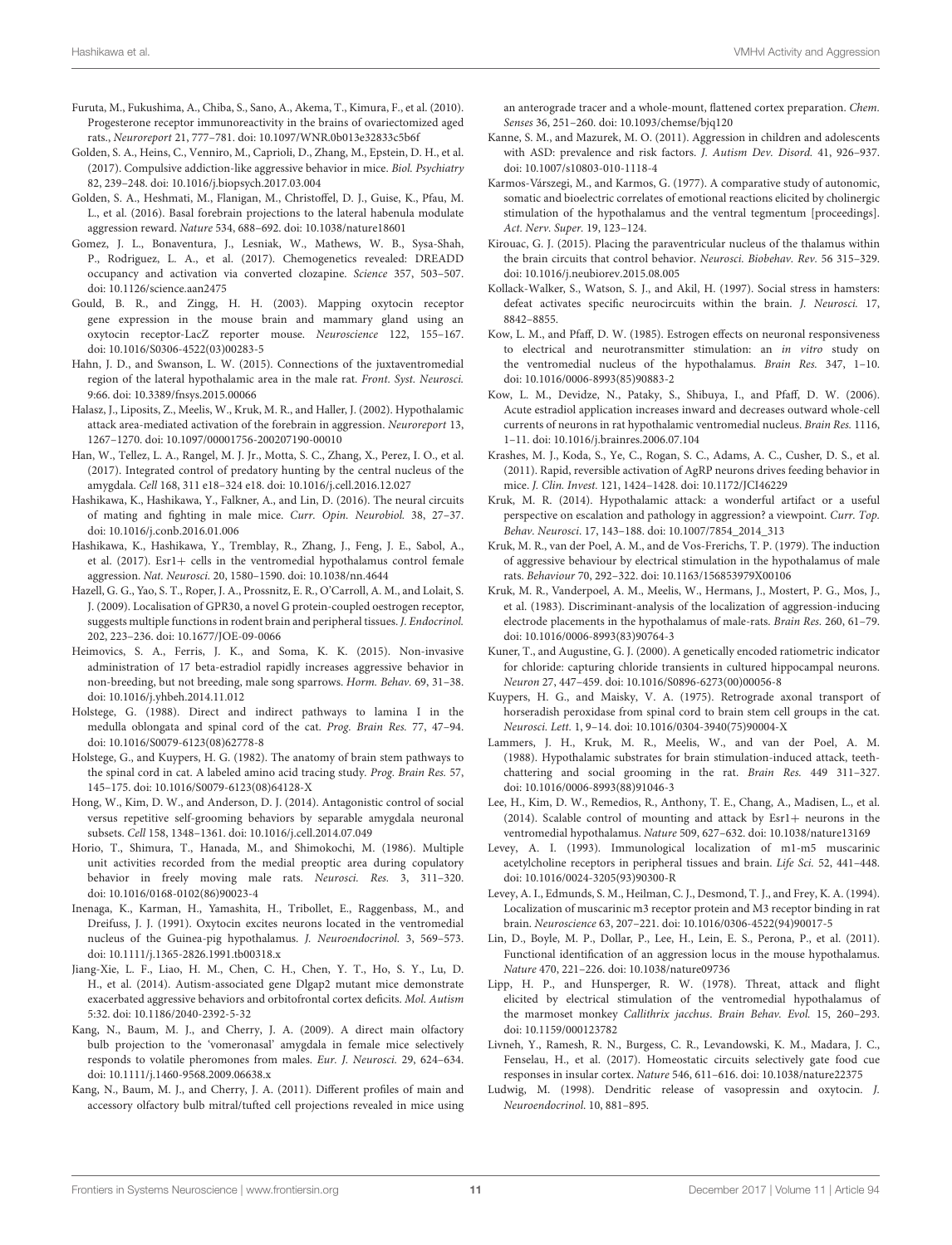Furuta, M., Fukushima, A., Chiba, S., Sano, A., Akema, T., Kimura, F., et al. (2010). Progesterone receptor immunoreactivity in the brains of ovariectomized aged rats., *Neuroreport* 21, 777–781. doi: 10.1097/WNR.0b013e32833c5b6f

Golden, S. A., Heins, C., Venniro, M., Caprioli, D., Zhang, M., Epstein, D. H., et al. (2017). Compulsive addiction-like aggressive behavior in mice. *Biol. Psychiatry* 82, 239–248. doi: 10.1016/j.biopsych.2017.03.004

Golden, S. A., Heshmati, M., Flanigan, M., Christoffel, D. J., Guise, K., Pfau, M. L., et al. (2016). Basal forebrain projections to the lateral habenula modulate aggression reward. *Nature* 534, 688–692. doi: 10.1038/nature18601

Gomez, J. L., Bonaventura, J., Lesniak, W., Mathews, W. B., Sysa-Shah, P., Rodriguez, L. A., et al. (2017). Chemogenetics revealed: DREADD occupancy and activation via converted clozapine. *Science* 357, 503–507. doi: 10.1126/science.aan2475

Gould, B. R., and Zingg, H. H. (2003). Mapping oxytocin receptor gene expression in the mouse brain and mammary gland using an oxytocin receptor-LacZ reporter mouse. *Neuroscience* 122, 155–167. doi: 10.1016/S0306-4522(03)00283-5

Hahn, J. D., and Swanson, L. W. (2015). Connections of the juxtaventromedial region of the lateral hypothalamic area in the male rat. *Front. Syst. Neurosci.* 9:66. doi: 10.3389/fnsys.2015.00066

Halasz, J., Liposits, Z., Meelis, W., Kruk, M. R., and Haller, J. (2002). Hypothalamic attack area-mediated activation of the forebrain in aggression. *Neuroreport* 13, 1267–1270. doi: 10.1097/00001756-200207190-00010

Han, W., Tellez, L. A., Rangel, M. J. Jr., Motta, S. C., Zhang, X., Perez, I. O., et al. (2017). Integrated control of predatory hunting by the central nucleus of the amygdala. *Cell* 168, 311 e18–324 e18. doi: 10.1016/j.cell.2016.12.027

Hashikawa, K., Hashikawa, Y., Falkner, A., and Lin, D. (2016). The neural circuits of mating and fighting in male mice. *Curr. Opin. Neurobiol.* 38, 27–37. doi: 10.1016/j.conb.2016.01.006

Hashikawa, K., Hashikawa, Y., Tremblay, R., Zhang, J., Feng, J. E., Sabol, A., et al. (2017). Esr1+ cells in the ventromedial hypothalamus control female aggression. *Nat. Neurosci.* 20, 1580–1590. doi: 10.1038/nn.4644

Hazell, G. G., Yao, S. T., Roper, J. A., Prossnitz, E. R., O'Carroll, A. M., and Lolait, S. J. (2009). Localisation of GPR30, a novel G protein-coupled oestrogen receptor, suggests multiple functions in rodent brain and peripheral tissues. *J. Endocrinol.* 202, 223–236. doi: 10.1677/JOE-09-0066

Heimovics, S. A., Ferris, J. K., and Soma, K. K. (2015). Non-invasive administration of 17 beta-estradiol rapidly increases aggressive behavior in non-breeding, but not breeding, male song sparrows. *Horm. Behav.* 69, 31–38. doi: 10.1016/j.yhbeh.2014.11.012

Holstege, G. (1988). Direct and indirect pathways to lamina I in the medulla oblongata and spinal cord of the cat. *Prog. Brain Res.* 77, 47–94. doi: 10.1016/S0079-6123(08)62778-8

Holstege, G., and Kuypers, H. G. (1982). The anatomy of brain stem pathways to the spinal cord in cat. A labeled amino acid tracing study. *Prog. Brain Res.* 57, 145–175. doi: 10.1016/S0079-6123(08)64128-X

Hong, W., Kim, D. W., and Anderson, D. J. (2014). Antagonistic control of social versus repetitive self-grooming behaviors by separable amygdala neuronal subsets. *Cell* 158, 1348–1361. doi: 10.1016/j.cell.2014.07.049

Horio, T., Shimura, T., Hanada, M., and Shimokochi, M. (1986). Multiple unit activities recorded from the medial preoptic area during copulatory behavior in freely moving male rats. *Neurosci. Res.* 3, 311–320. doi: 10.1016/0168-0102(86)90023-4

Inenaga, K., Karman, H., Yamashita, H., Tribollet, E., Raggenbass, M., and Dreifuss, J. J. (1991). Oxytocin excites neurons located in the ventromedial nucleus of the Guinea-pig hypothalamus. *J. Neuroendocrinol.* 3, 569–573. doi: 10.1111/j.1365-2826.1991.tb00318.x

Jiang-Xie, L. F., Liao, H. M., Chen, C. H., Chen, Y. T., Ho, S. Y., Lu, D. H., et al. (2014). Autism-associated gene Dlgap2 mutant mice demonstrate exacerbated aggressive behaviors and orbitofrontal cortex deficits. *Mol. Autism* 5:32. doi: 10.1186/2040-2392-5-32

Kang, N., Baum, M. J., and Cherry, J. A. (2009). A direct main olfactory bulb projection to the 'vomeronasal' amygdala in female mice selectively responds to volatile pheromones from males. *Eur. J. Neurosci.* 29, 624–634. doi: 10.1111/j.1460-9568.2009.06638.x

Kang, N., Baum, M. J., and Cherry, J. A. (2011). Different profiles of main and accessory olfactory bulb mitral/tufted cell projections revealed in mice using an anterograde tracer and a whole-mount, flattened cortex preparation. *Chem. Senses* 36, 251–260. doi: 10.1093/chemse/bjq120

Kanne, S. M., and Mazurek, M. O. (2011). Aggression in children and adolescents with ASD: prevalence and risk factors. *J. Autism Dev. Disord.* 41, 926–937. doi: 10.1007/s10803-010-1118-4

Karmos-Várszegi, M., and Karmos, G. (1977). A comparative study of autonomic, somatic and bioelectric correlates of emotional reactions elicited by cholinergic stimulation of the hypothalamus and the ventral tegmentum [proceedings]. *Act. Nerv. Super.* 19, 123–124.

Kirouac, G. J. (2015). Placing the paraventricular nucleus of the thalamus within the brain circuits that control behavior. *Neurosci. Biobehav. Rev.* 56 315–329. doi: 10.1016/j.neubiorev.2015.08.005

Kollack-Walker, S., Watson, S. J., and Akil, H. (1997). Social stress in hamsters: defeat activates specific neurocircuits within the brain. *J. Neurosci.* 17, 8842–8855.

Kow, L. M., and Pfaff, D. W. (1985). Estrogen effects on neuronal responsiveness to electrical and neurotransmitter stimulation: an *in vitro* study on the ventromedial nucleus of the hypothalamus. *Brain Res.* 347, 1–10. doi: 10.1016/0006-8993(85)90883-2

Kow, L. M., Devidze, N., Pataky, S., Shibuya, I., and Pfaff, D. W. (2006). Acute estradiol application increases inward and decreases outward whole-cell currents of neurons in rat hypothalamic ventromedial nucleus. *Brain Res.* 1116, 1–11. doi: 10.1016/j.brainres.2006.07.104

Krashes, M. J., Koda, S., Ye, C., Rogan, S. C., Adams, A. C., Cusher, D. S., et al. (2011). Rapid, reversible activation of AgRP neurons drives feeding behavior in mice. *J. Clin. Invest.* 121, 1424–1428. doi: 10.1172/JCI46229

Kruk, M. R. (2014). Hypothalamic attack: a wonderful artifact or a useful perspective on escalation and pathology in aggression? a viewpoint. *Curr. Top. Behav. Neurosci.* 17, 143–188. doi: 10.1007/7854_2014_313

Kruk, M. R., van der Poel, A. M., and de Vos-Frerichs, T. P. (1979). The induction of aggressive behaviour by electrical stimulation in the hypothalamus of male rats. *Behaviour* 70, 292–322. doi: 10.1163/156853979X00106

Kruk, M. R., Vanderpoel, A. M., Meelis, W., Hermans, J., Mostert, P. G., Mos, J., et al. (1983). Discriminant-analysis of the localization of aggression-inducing electrode placements in the hypothalamus of male-rats. *Brain Res.* 260, 61–79. doi: 10.1016/0006-8993(83)90764-3

Kuner, T., and Augustine, G. J. (2000). A genetically encoded ratiometric indicator for chloride: capturing chloride transients in cultured hippocampal neurons. *Neuron* 27, 447–459. doi: 10.1016/S0896-6273(00)00056-8

Kuypers, H. G., and Maisky, V. A. (1975). Retrograde axonal transport of horseradish peroxidase from spinal cord to brain stem cell groups in the cat. *Neurosci. Lett.* 1, 9–14. doi: 10.1016/0304-3940(75)90004-X

Lammers, J. H., Kruk, M. R., Meelis, W., and van der Poel, A. M. (1988). Hypothalamic substrates for brain stimulation-induced attack, teeth-chattering and social grooming in the rat. *Brain Res.* 449 311–327. doi: 10.1016/0006-8993(88)91046-3

Lee, H., Kim, D. W., Remedios, R., Anthony, T. E., Chang, A., Madisen, L., et al. (2014). Scalable control of mounting and attack by Esr1+ neurons in the ventromedial hypothalamus. *Nature* 509, 627–632. doi: 10.1038/nature13169

Levey, A. I. (1993). Immunological localization of m1-m5 muscarinic acetylcholine receptors in peripheral tissues and brain. *Life Sci.* 52, 441–448. doi: 10.1016/0024-3205(93)90300-R

Levey, A. I., Edmunds, S. M., Heilman, C. J., Desmond, T. J., and Frey, K. A. (1994). Localization of muscarinic m3 receptor protein and M3 receptor binding in rat brain. *Neuroscience* 63, 207–221. doi: 10.1016/0306-4522(94)90017-5

Lin, D., Boyle, M. P., Dollar, P., Lee, H., Lein, E. S., Perona, P., et al. (2011). Functional identification of an aggression locus in the mouse hypothalamus. *Nature* 470, 221–226. doi: 10.1038/nature09736

Lipp, H. P., and Hunsperger, R. W. (1978). Threat, attack and flight elicited by electrical stimulation of the ventromedial hypothalamus of the marmoset monkey *Callithrix jacchus*. *Brain Behav. Evol.* 15, 260–293. doi: 10.1159/000123782

Livneh, Y., Ramesh, R. N., Burgess, C. R., Levandowski, K. M., Madara, J. C., Fenselau, H., et al. (2017). Homeostatic circuits selectively gate food cue responses in insular cortex. *Nature* 546, 611–616. doi: 10.1038/nature22375

Ludwig, M. (1998). Dendritic release of vasopressin and oxytocin. *J. Neuroendocrinol.* 10, 881–895.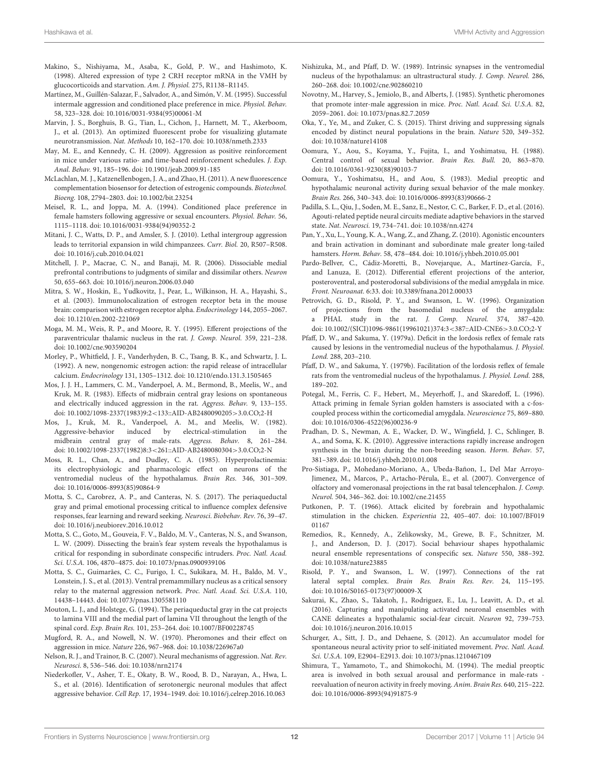Makino, S., Nishiyama, M., Asaba, K., Gold, P. W., and Hashimoto, K. (1998). Altered expression of type 2 CRH receptor mRNA in the VMH by glucocorticoids and starvation. *Am. J. Physiol.* 275, R1138–R1145.

Martínez, M., Guillén-Salazar, F., Salvador, A., and Simón, V. M. (1995). Successful intermale aggression and conditioned place preference in mice. *Physiol. Behav.* 58, 323–328. doi: 10.1016/0031-9384(95)00061-M

Marvin, J. S., Borghuis, B. G., Tian, L., Cichon, J., Harnett, M. T., Akerboom, J., et al. (2013). An optimized fluorescent probe for visualizing glutamate neurotransmission. *Nat. Methods* 10, 162–170. doi: 10.1038/nmeth.2333

May, M. E., and Kennedy, C. H. (2009). Aggression as positive reinforcement in mice under various ratio- and time-based reinforcement schedules. *J. Exp. Anal. Behav.* 91, 185–196. doi: 10.1901/jeab.2009.91-185

McLachlan, M. J., Katzenellenbogen, J. A., and Zhao, H. (2011). A new fluorescence complementation biosensor for detection of estrogenic compounds. *Biotechnol. Bioeng.* 108, 2794–2803. doi: 10.1002/bit.23254

Meisel, R. L., and Joppa, M. A. (1994). Conditioned place preference in female hamsters following aggressive or sexual encounters. *Physiol. Behav.* 56, 1115–1118. doi: 10.1016/0031-9384(94)90352-2

Mitani, J. C., Watts, D. P., and Amsler, S. J. (2010). Lethal intergroup aggression leads to territorial expansion in wild chimpanzees. *Curr. Biol.* 20, R507–R508. doi: 10.1016/j.cub.2010.04.021

Mitchell, J. P., Macrae, C. N., and Banaji, M. R. (2006). Dissociable medial prefrontal contributions to judgments of similar and dissimilar others. *Neuron* 50, 655–663. doi: 10.1016/j.neuron.2006.03.040

Mitra, S. W., Hoskin, E., Yudkovitz, J., Pear, L., Wilkinson, H. A., Hayashi, S., et al. (2003). Immunolocalization of estrogen receptor beta in the mouse brain: comparison with estrogen receptor alpha. *Endocrinology* 144, 2055–2067. doi: 10.1210/en.2002-221069

Moga, M. M., Weis, R. P., and Moore, R. Y. (1995). Efferent projections of the paraventricular thalamic nucleus in the rat. *J. Comp. Neurol.* 359, 221–238. doi: 10.1002/cne.903590204

Morley, P., Whitfield, J. F., Vanderhyden, B. C., Tsang, B. K., and Schwartz, J. L. (1992). A new, nongenomic estrogen action: the rapid release of intracellular calcium. *Endocrinology* 131, 1305–1312. doi: 10.1210/endo.131.3.1505465

Mos, J. J. H., Lammers, C. M., Vanderpoel, A. M., Bermond, B., Meelis, W., and Kruk, M. R. (1983). Effects of midbrain central gray lesions on spontaneous and electrically induced aggression in the rat. *Aggress. Behav.* 9, 133–155. doi: 10.1002/1098-2337(1983)9:2<133::AID-AB2480090205>3.0.CO;2-H

Mos, J., Kruk, M. R., Vanderpoel, A. M., and Meelis, W. (1982). Aggressive-behavior induced by electrical-stimulation in the midbrain central gray of male-rats. *Aggress. Behav.* 8, 261–284. doi: 10.1002/1098-2337(1982)8:3<261::AID-AB2480080304>3.0.CO;2-N

Moss, R. L., Chan, A., and Dudley, C. A. (1985). Hyperprolactinemia: its electrophysiologic and pharmacologic effect on neurons of the ventromedial nucleus of the hypothalamus. *Brain Res.* 346, 301–309. doi: 10.1016/0006-8993(85)90864-9

Motta, S. C., Carobrez, A. P., and Canteras, N. S. (2017). The periaqueductal gray and primal emotional processing critical to influence complex defensive responses, fear learning and reward seeking. *Neurosci. Biobehav. Rev.* 76, 39–47. doi: 10.1016/j.neubiorev.2016.10.012

Motta, S. C., Goto, M., Gouveia, F. V., Baldo, M. V., Canteras, N. S., and Swanson, L. W. (2009). Dissecting the brain's fear system reveals the hypothalamus is critical for responding in subordinate conspecific intruders. *Proc. Natl. Acad. Sci. U.S.A.* 106, 4870–4875. doi: 10.1073/pnas.0900939106

Motta, S. C., Guimarães, C. C., Furigo, I. C., Sukikara, M. H., Baldo, M. V., Lonstein, J. S., et al. (2013). Ventral premammillary nucleus as a critical sensory relay to the maternal aggression network. *Proc. Natl. Acad. Sci. U.S.A.* 110, 14438–14443. doi: 10.1073/pnas.1305581110

Mouton, L. J., and Holstege, G. (1994). The periaqueductal gray in the cat projects to lamina VIII and the medial part of lamina VII throughout the length of the spinal cord. *Exp. Brain Res.* 101, 253–264. doi: 10.1007/BF00228745

Mugford, R. A., and Nowell, N. W. (1970). Pheromones and their effect on aggression in mice. *Nature* 226, 967–968. doi: 10.1038/226967a0

Nelson, R. J., and Trainor, B. C. (2007). Neural mechanisms of aggression. *Nat. Rev. Neurosci.* 8, 536–546. doi: 10.1038/nrn2174

Niederkofler, V., Asher, T. E., Okaty, B. W., Rood, B. D., Narayan, A., Hwa, L. S., et al. (2016). Identification of serotonergic neuronal modules that affect aggressive behavior. *Cell Rep.* 17, 1934–1949. doi: 10.1016/j.celrep.2016.10.063

Nishizuka, M., and Pfaff, D. W. (1989). Intrinsic synapses in the ventromedial nucleus of the hypothalamus: an ultrastructural study. *J. Comp. Neurol.* 286, 260–268. doi: 10.1002/cne.902860210

Novotny, M., Harvey, S., Jemiolo, B., and Alberts, J. (1985). Synthetic pheromones that promote inter-male aggression in mice. *Proc. Natl. Acad. Sci. U.S.A.* 82, 2059–2061. doi: 10.1073/pnas.82.7.2059

Oka, Y., Ye, M., and Zuker, C. S. (2015). Thirst driving and suppressing signals encoded by distinct neural populations in the brain. *Nature* 520, 349–352. doi: 10.1038/nature14108

Oomura, Y., Aou, S., Koyama, Y., Fujita, I., and Yoshimatsu, H. (1988). Central control of sexual behavior. *Brain Res. Bull.* 20, 863–870. doi: 10.1016/0361-9230(88)90103-7

Oomura, Y., Yoshimatsu, H., and Aou, S. (1983). Medial preoptic and hypothalamic neuronal activity during sexual behavior of the male monkey. *Brain Res.* 266, 340–343. doi: 10.1016/0006-8993(83)90666-2

Padilla, S. L., Qiu, J., Soden, M. E., Sanz, E., Nestor, C. C., Barker, F. D., et al. (2016). Agouti-related peptide neural circuits mediate adaptive behaviors in the starved state. *Nat. Neurosci.* 19, 734–741. doi: 10.1038/nn.4274

Pan, Y., Xu, L., Young, K. A., Wang, Z., and Zhang, Z. (2010). Agonistic encounters and brain activation in dominant and subordinate male greater long-tailed hamsters. *Horm. Behav.* 58, 478–484. doi: 10.1016/j.yhbeh.2010.05.001

Pardo-Bellver, C., Cádiz-Moretti, B., Novejarque, A., Martínez-García, F., and Lanuza, E. (2012). Differential efferent projections of the anterior, posteroventral, and posterodorsal subdivisions of the medial amygdala in mice. *Front. Neuroanat.* 6:33. doi: 10.3389/fnana.2012.00033

Petrovich, G. D., Risold, P. Y., and Swanson, L. W. (1996). Organization of projections from the basomedial nucleus of the amygdala: a PHAL study in the rat. *J. Comp. Neurol.* 374, 387–420. doi: 10.1002/(SICI)1096-9861(19961021)374:3<387::AID-CNE6>3.0.CO;2-Y

Pfaff, D. W., and Sakuma, Y. (1979a). Deficit in the lordosis reflex of female rats caused by lesions in the ventromedial nucleus of the hypothalamus. *J. Physiol. Lond.* 288, 203–210.

Pfaff, D. W., and Sakuma, Y. (1979b). Facilitation of the lordosis reflex of female rats from the ventromedial nucleus of the hypothalamus. *J. Physiol. Lond.* 288, 189–202.

Potegal, M., Ferris, C. F., Hebert, M., Meyerhoff, J., and Skaredoff, L. (1996). Attack priming in female Syrian golden hamsters is associated with a c-fos-coupled process within the corticomedial amygdala. *Neuroscience* 75, 869–880. doi: 10.1016/0306-4522(96)00236-9

Pradhan, D. S., Newman, A. E., Wacker, D. W., Wingfield, J. C., Schlinger, B. A., and Soma, K. K. (2010). Aggressive interactions rapidly increase androgen synthesis in the brain during the non-breeding season. *Horm. Behav.* 57, 381–389. doi: 10.1016/j.yhbeh.2010.01.008

Pro-Sistiaga, P., Mohedano-Moriano, A., Ubeda-Bañon, I., Del Mar Arroyo-Jimenez, M., Marcos, P., Artacho-Pérula, E., et al. (2007). Convergence of olfactory and vomeronasal projections in the rat basal telencephalon. *J. Comp. Neurol.* 504, 346–362. doi: 10.1002/cne.21455

Putkonen, P. T. (1966). Attack elicited by forebrain and hypothalamic stimulation in the chicken. *Experientia* 22, 405–407. doi: 10.1007/BF01901167

Remedios, R., Kennedy, A., Zelikowsky, M., Grewe, B. F., Schnitzer, M. J., and Anderson, D. J. (2017). Social behaviour shapes hypothalamic neural ensemble representations of conspecific sex. *Nature* 550, 388–392. doi: 10.1038/nature23885

Risold, P. Y., and Swanson, L. W. (1997). Connections of the rat lateral septal complex. *Brain Res. Brain Res. Rev.* 24, 115–195. doi: 10.1016/S0165-0173(97)00009-X

Sakurai, K., Zhao, S., Takatoh, J., Rodriguez, E., Lu, J., Leavitt, A. D., et al. (2016). Capturing and manipulating activated neuronal ensembles with CANE delineates a hypothalamic social-fear circuit. *Neuron* 92, 739–753. doi: 10.1016/j.neuron.2016.10.015

Schurger, A., Sitt, J. D., and Dehaene, S. (2012). An accumulator model for spontaneous neural activity prior to self-initiated movement. *Proc. Natl. Acad. Sci. U.S.A.* 109, E2904–E2913. doi: 10.1073/pnas.1210467109

Shimura, T., Yamamoto, T., and Shimokochi, M. (1994). The medial preoptic area is involved in both sexual arousal and performance in male-rats - reevaluation of neuron activity in freely moving. *Anim. Brain Res.* 640, 215–222. doi: 10.1016/0006-8993(94)91875-9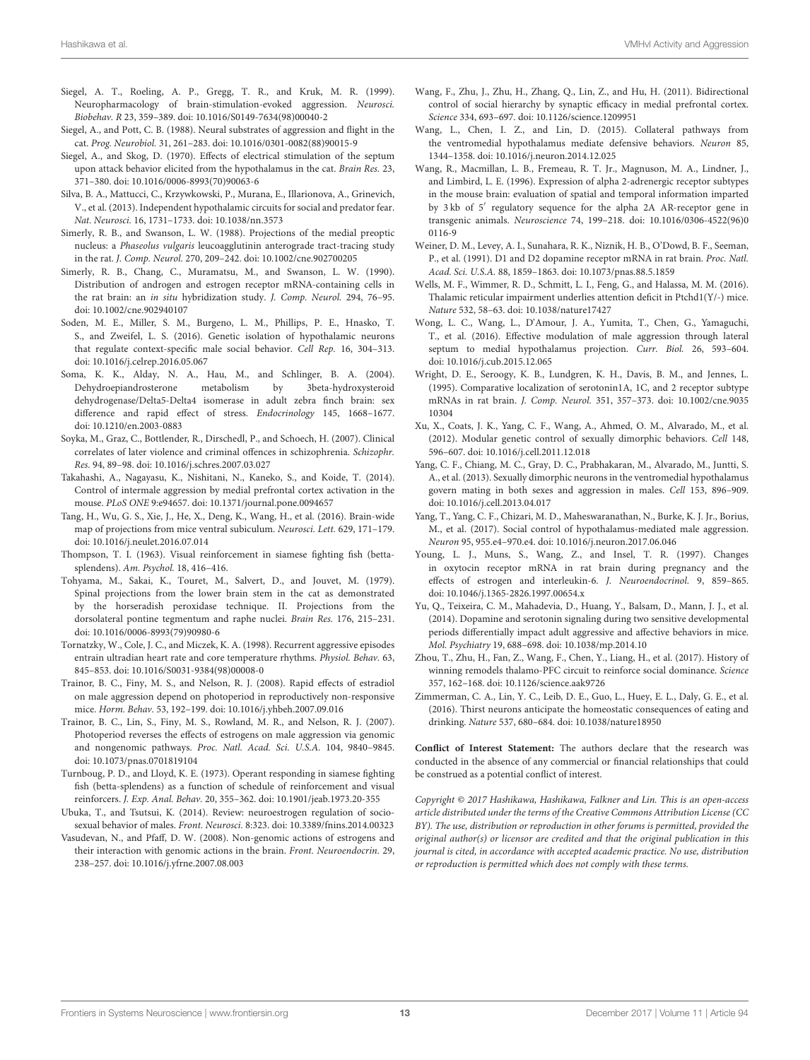Siegel, A. T., Roeling, A. P., Gregg, T. R., and Kruk, M. R. (1999). Neuropharmacology of brain-stimulation-evoked aggression. *Neurosci. Biobehav. R* 23, 359–389. doi: 10.1016/S0149-7634(98)00040-2

Siegel, A., and Pott, C. B. (1988). Neural substrates of aggression and flight in the cat. *Prog. Neurobiol.* 31, 261–283. doi: 10.1016/0301-0082(88)90015-9

Siegel, A., and Skog, D. (1970). Effects of electrical stimulation of the septum upon attack behavior elicited from the hypothalamus in the cat. *Brain Res.* 23, 371–380. doi: 10.1016/0006-8993(70)90063-6

Silva, B. A., Mattucci, C., Krzywkowski, P., Murana, E., Illarionova, A., Grinevich, V., et al. (2013). Independent hypothalamic circuits for social and predator fear. *Nat. Neurosci.* 16, 1731–1733. doi: 10.1038/nn.3573

Simerly, R. B., and Swanson, L. W. (1988). Projections of the medial preoptic nucleus: a *Phaseolus vulgaris* leucoagglutinin anterograde tract-tracing study in the rat. *J. Comp. Neurol.* 270, 209–242. doi: 10.1002/cne.902700205

Simerly, R. B., Chang, C., Muramatsu, M., and Swanson, L. W. (1990). Distribution of androgen and estrogen receptor mRNA-containing cells in the rat brain: an *in situ* hybridization study. *J. Comp. Neurol.* 294, 76–95. doi: 10.1002/cne.902940107

Soden, M. E., Miller, S. M., Burgeno, L. M., Phillips, P. E., Hnasko, T. S., and Zweifel, L. S. (2016). Genetic isolation of hypothalamic neurons that regulate context-specific male social behavior. *Cell Rep.* 16, 304–313. doi: 10.1016/j.celrep.2016.05.067

Soma, K. K., Alday, N. A., Hau, M., and Schlinger, B. A. (2004). Dehydroepiandrosterone metabolism by 3beta-hydroxysteroid dehydrogenase/Delta5-Delta4 isomerase in adult zebra finch brain: sex difference and rapid effect of stress. *Endocrinology* 145, 1668–1677. doi: 10.1210/en.2003-0883

Soyka, M., Graz, C., Bottlender, R., Dirschedl, P., and Schoech, H. (2007). Clinical correlates of later violence and criminal offences in schizophrenia. *Schizophr. Res.* 94, 89–98. doi: 10.1016/j.schres.2007.03.027

Takahashi, A., Nagayasu, K., Nishitani, N., Kaneko, S., and Koide, T. (2014). Control of intermale aggression by medial prefrontal cortex activation in the mouse. *PLoS ONE* 9:e94657. doi: 10.1371/journal.pone.0094657

Tang, H., Wu, G. S., Xie, J., He, X., Deng, K., Wang, H., et al. (2016). Brain-wide map of projections from mice ventral subiculum. *Neurosci. Lett.* 629, 171–179. doi: 10.1016/j.neulet.2016.07.014

Thompson, T. I. (1963). Visual reinforcement in siamese fighting fish (betta-splendens). *Am. Psychol.* 18, 416–416.

Tohyama, M., Sakai, K., Touret, M., Salvert, D., and Jouvet, M. (1979). Spinal projections from the lower brain stem in the cat as demonstrated by the horseradish peroxidase technique. II. Projections from the dorsolateral pontine tegmentum and raphe nuclei. *Brain Res.* 176, 215–231. doi: 10.1016/0006-8993(79)90980-6

Tornatzky, W., Cole, J. C., and Miczek, K. A. (1998). Recurrent aggressive episodes entrain ultradian heart rate and core temperature rhythms. *Physiol. Behav.* 63, 845–853. doi: 10.1016/S0031-9384(98)00008-0

Trainor, B. C., Finy, M. S., and Nelson, R. J. (2008). Rapid effects of estradiol on male aggression depend on photoperiod in reproductively non-responsive mice. *Horm. Behav.* 53, 192–199. doi: 10.1016/j.yhbeh.2007.09.016

Trainor, B. C., Lin, S., Finy, M. S., Rowland, M. R., and Nelson, R. J. (2007). Photoperiod reverses the effects of estrogens on male aggression via genomic and nongenomic pathways. *Proc. Natl. Acad. Sci. U.S.A.* 104, 9840–9845. doi: 10.1073/pnas.0701819104

Turnboug, P. D., and Lloyd, K. E. (1973). Operant responding in siamese fighting fish (betta-splendens) as a function of schedule of reinforcement and visual reinforcers. *J. Exp. Anal. Behav.* 20, 355–362. doi: 10.1901/jeab.1973.20-355

Ubuka, T., and Tsutsui, K. (2014). Review: neuroestrogen regulation of socio-sexual behavior of males. *Front. Neurosci.* 8:323. doi: 10.3389/fnins.2014.00323

Vasudevan, N., and Pfaff, D. W. (2008). Non-genomic actions of estrogens and their interaction with genomic actions in the brain. *Front. Neuroendocrin.* 29, 238–257. doi: 10.1016/j.yfrne.2007.08.003

Wang, F., Zhu, J., Zhu, H., Zhang, Q., Lin, Z., and Hu, H. (2011). Bidirectional control of social hierarchy by synaptic efficacy in medial prefrontal cortex. *Science* 334, 693–697. doi: 10.1126/science.1209951

Wang, L., Chen, I. Z., and Lin, D. (2015). Collateral pathways from the ventromedial hypothalamus mediate defensive behaviors. *Neuron* 85, 1344–1358. doi: 10.1016/j.neuron.2014.12.025

Wang, R., Macmillan, L. B., Fremeau, R. T. Jr., Magnuson, M. A., Lindner, J., and Limbird, L. E. (1996). Expression of alpha 2-adrenergic receptor subtypes in the mouse brain: evaluation of spatial and temporal information imparted by 3 kb of 5′ regulatory sequence for the alpha 2A AR-receptor gene in transgenic animals. *Neuroscience* 74, 199–218. doi: 10.1016/0306-4522(96)00116-9

Weiner, D. M., Levey, A. I., Sunahara, R. K., Niznik, H. B., O'Dowd, B. F., Seeman, P., et al. (1991). D1 and D2 dopamine receptor mRNA in rat brain. *Proc. Natl. Acad. Sci. U.S.A.* 88, 1859–1863. doi: 10.1073/pnas.88.5.1859

Wells, M. F., Wimmer, R. D., Schmitt, L. I., Feng, G., and Halassa, M. M. (2016). Thalamic reticular impairment underlies attention deficit in Ptchd1(Y/-) mice. *Nature* 532, 58–63. doi: 10.1038/nature17427

Wong, L. C., Wang, L., D'Amour, J. A., Yumita, T., Chen, G., Yamaguchi, T., et al. (2016). Effective modulation of male aggression through lateral septum to medial hypothalamus projection. *Curr. Biol.* 26, 593–604. doi: 10.1016/j.cub.2015.12.065

Wright, D. E., Seroogy, K. B., Lundgren, K. H., Davis, B. M., and Jennes, L. (1995). Comparative localization of serotonin1A, 1C, and 2 receptor subtype mRNAs in rat brain. *J. Comp. Neurol.* 351, 357–373. doi: 10.1002/cne.903510304

Xu, X., Coats, J. K., Yang, C. F., Wang, A., Ahmed, O. M., Alvarado, M., et al. (2012). Modular genetic control of sexually dimorphic behaviors. *Cell* 148, 596–607. doi: 10.1016/j.cell.2011.12.018

Yang, C. F., Chiang, M. C., Gray, D. C., Prabhakaran, M., Alvarado, M., Juntti, S. A., et al. (2013). Sexually dimorphic neurons in the ventromedial hypothalamus govern mating in both sexes and aggression in males. *Cell* 153, 896–909. doi: 10.1016/j.cell.2013.04.017

Yang, T., Yang, C. F., Chizari, M. D., Maheswaranathan, N., Burke, K. J. Jr., Borius, M., et al. (2017). Social control of hypothalamus-mediated male aggression. *Neuron* 95, 955.e4–970.e4. doi: 10.1016/j.neuron.2017.06.046

Young, L. J., Muns, S., Wang, Z., and Insel, T. R. (1997). Changes in oxytocin receptor mRNA in rat brain during pregnancy and the effects of estrogen and interleukin-6. *J. Neuroendocrinol.* 9, 859–865. doi: 10.1046/j.1365-2826.1997.00654.x

Yu, Q., Teixeira, C. M., Mahadevia, D., Huang, Y., Balsam, D., Mann, J. J., et al. (2014). Dopamine and serotonin signaling during two sensitive developmental periods differentially impact adult aggressive and affective behaviors in mice. *Mol. Psychiatry* 19, 688–698. doi: 10.1038/mp.2014.10

Zhou, T., Zhu, H., Fan, Z., Wang, F., Chen, Y., Liang, H., et al. (2017). History of winning remodels thalamo-PFC circuit to reinforce social dominance. *Science* 357, 162–168. doi: 10.1126/science.aak9726

Zimmerman, C. A., Lin, Y. C., Leib, D. E., Guo, L., Huey, E. L., Daly, G. E., et al. (2016). Thirst neurons anticipate the homeostatic consequences of eating and drinking. *Nature* 537, 680–684. doi: 10.1038/nature18950

**Conflict of Interest Statement:** The authors declare that the research was conducted in the absence of any commercial or financial relationships that could be construed as a potential conflict of interest.

*Copyright © 2017 Hashikawa, Hashikawa, Falkner and Lin. This is an open-access article distributed under the terms of the Creative Commons Attribution License (CC BY). The use, distribution or reproduction in other forums is permitted, provided the original author(s) or licensor are credited and that the original publication in this journal is cited, in accordance with accepted academic practice. No use, distribution or reproduction is permitted which does not comply with these terms.*